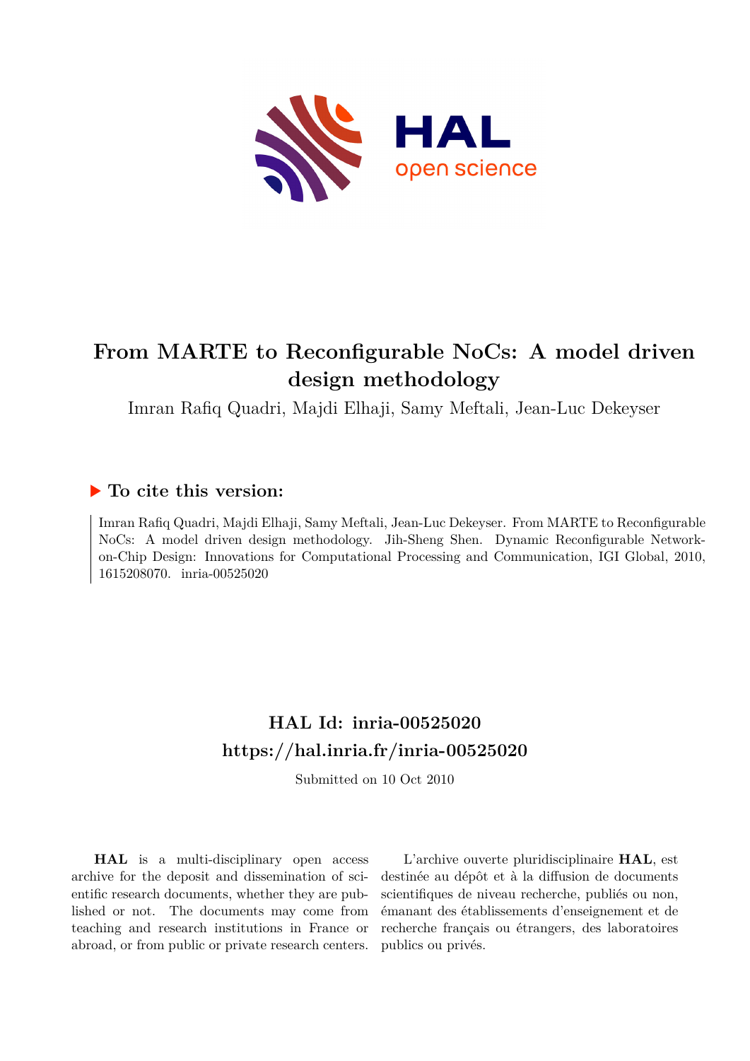# From MARTE to Reconfigurable NoCs: A model driven design methodology

Imran Rafiq Quadri, Majdi Elhaji, Samy Meftali, Jean-Luc Dekeyser

## ▶ To cite this version:

Imran Rafiq Quadri, Majdi Elhaji, Samy Meftali, Jean-Luc Dekeyser. From MARTE to Reconfigurable NoCs: A model driven design methodology. Jih-Sheng Shen. Dynamic Reconfigurable Network-on-Chip Design: Innovations for Computational Processing and Communication, IGI Global, 2010, 1615208070. inria-00525020

## HAL Id: inria-00525020

## https://hal.inria.fr/inria-00525020

Submitted on 10 Oct 2010

**HAL** is a multi-disciplinary open access archive for the deposit and dissemination of scientific research documents, whether they are published or not. The documents may come from teaching and research institutions in France or abroad, or from public or private research centers.

L'archive ouverte pluridisciplinaire **HAL**, est destinée au dépôt et à la diffusion de documents scientifiques de niveau recherche, publiés ou non, émanant des établissements d'enseignement et de recherche français ou étrangers, des laboratoires publics ou privés.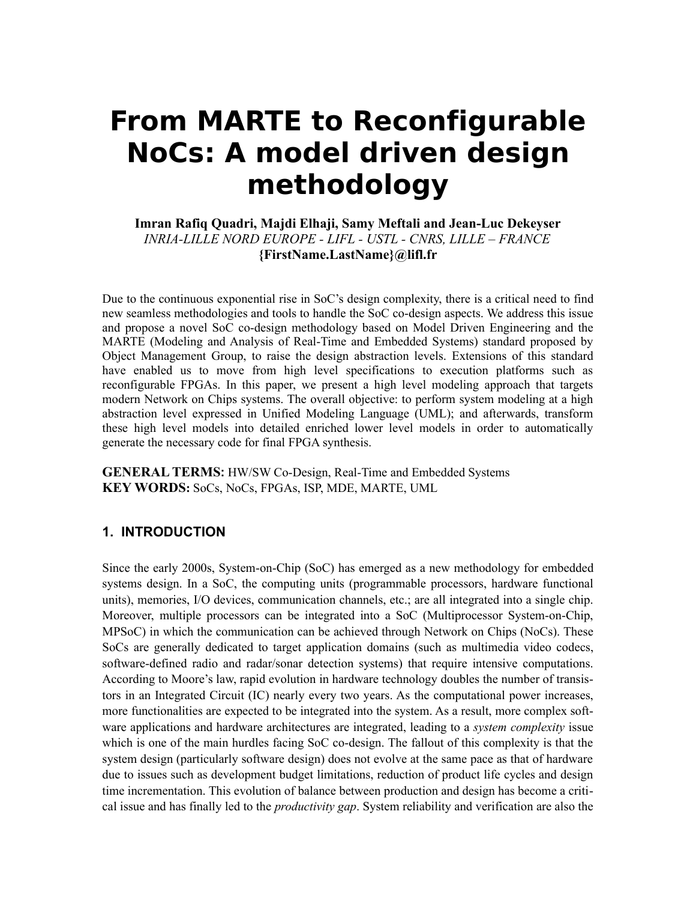# From MARTE to Reconfigurable NoCs: A model driven design methodology

**Imran Rafiq Quadri, Majdi Elhaji, Samy Meftali and Jean-Luc Dekeyser**
*INRIA-LILLE NORD EUROPE - LIFL - USTL - CNRS, LILLE – FRANCE*
**{FirstName.LastName}@lifl.fr**

Due to the continuous exponential rise in SoC's design complexity, there is a critical need to find new seamless methodologies and tools to handle the SoC co-design aspects. We address this issue and propose a novel SoC co-design methodology based on Model Driven Engineering and the MARTE (Modeling and Analysis of Real-Time and Embedded Systems) standard proposed by Object Management Group, to raise the design abstraction levels. Extensions of this standard have enabled us to move from high level specifications to execution platforms such as reconfigurable FPGAs. In this paper, we present a high level modeling approach that targets modern Network on Chips systems. The overall objective: to perform system modeling at a high abstraction level expressed in Unified Modeling Language (UML); and afterwards, transform these high level models into detailed enriched lower level models in order to automatically generate the necessary code for final FPGA synthesis.

**GENERAL TERMS:** HW/SW Co-Design, Real-Time and Embedded Systems
**KEY WORDS:** SoCs, NoCs, FPGAs, ISP, MDE, MARTE, UML

## 1. INTRODUCTION

Since the early 2000s, System-on-Chip (SoC) has emerged as a new methodology for embedded systems design. In a SoC, the computing units (programmable processors, hardware functional units), memories, I/O devices, communication channels, etc.; are all integrated into a single chip. Moreover, multiple processors can be integrated into a SoC (Multiprocessor System-on-Chip, MPSoC) in which the communication can be achieved through Network on Chips (NoCs). These SoCs are generally dedicated to target application domains (such as multimedia video codecs, software-defined radio and radar/sonar detection systems) that require intensive computations. According to Moore's law, rapid evolution in hardware technology doubles the number of transistors in an Integrated Circuit (IC) nearly every two years. As the computational power increases, more functionalities are expected to be integrated into the system. As a result, more complex software applications and hardware architectures are integrated, leading to a *system complexity* issue which is one of the main hurdles facing SoC co-design. The fallout of this complexity is that the system design (particularly software design) does not evolve at the same pace as that of hardware due to issues such as development budget limitations, reduction of product life cycles and design time incrementation. This evolution of balance between production and design has become a critical issue and has finally led to the *productivity gap*. System reliability and verification are also the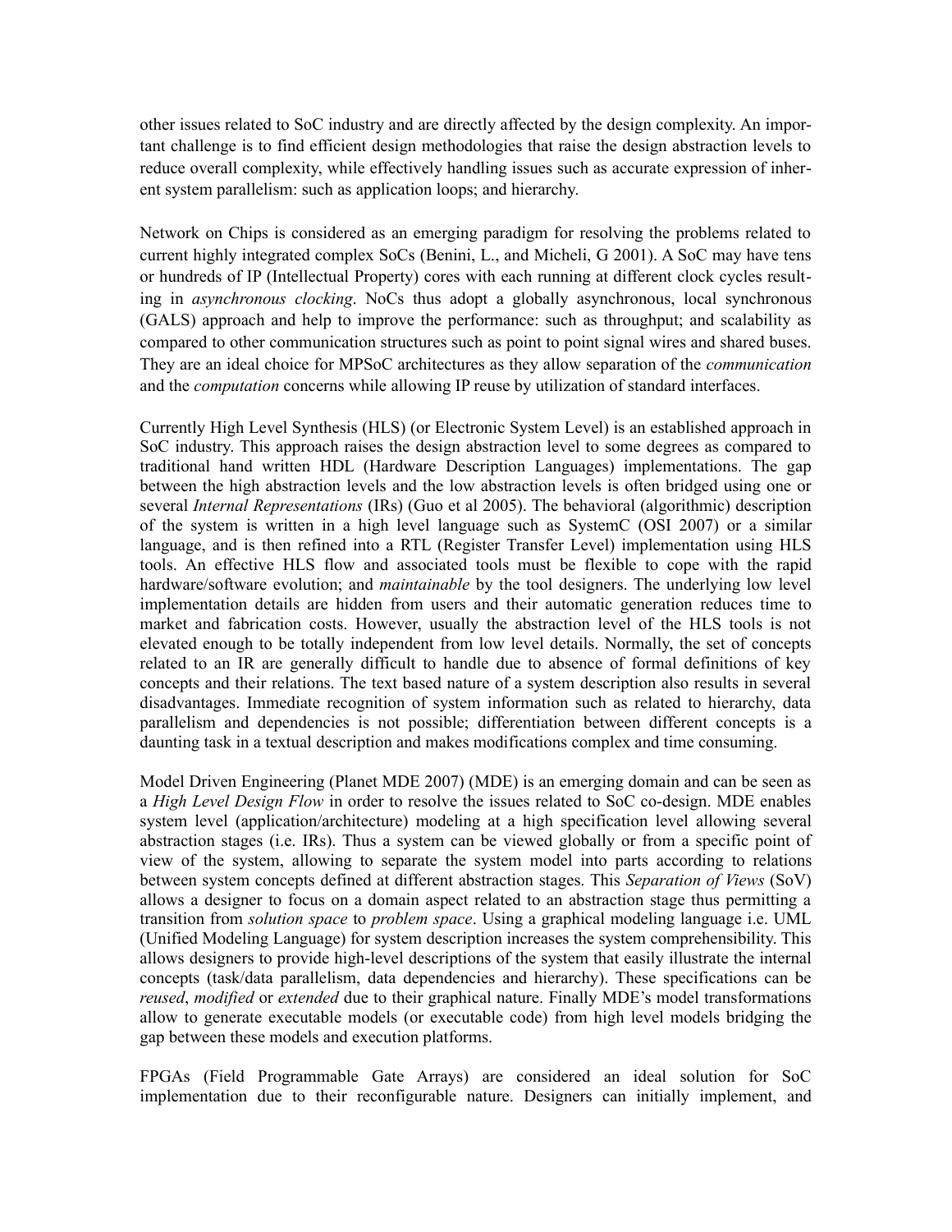other issues related to SoC industry and are directly affected by the design complexity. An important challenge is to find efficient design methodologies that raise the design abstraction levels to reduce overall complexity, while effectively handling issues such as accurate expression of inherent system parallelism: such as application loops; and hierarchy.

Network on Chips is considered as an emerging paradigm for resolving the problems related to current highly integrated complex SoCs (Benini, L., and Micheli, G 2001). A SoC may have tens or hundreds of IP (Intellectual Property) cores with each running at different clock cycles resulting in *asynchronous clocking*. NoCs thus adopt a globally asynchronous, local synchronous (GALS) approach and help to improve the performance: such as throughput; and scalability as compared to other communication structures such as point to point signal wires and shared buses. They are an ideal choice for MPSoC architectures as they allow separation of the *communication* and the *computation* concerns while allowing IP reuse by utilization of standard interfaces.

Currently High Level Synthesis (HLS) (or Electronic System Level) is an established approach in SoC industry. This approach raises the design abstraction level to some degrees as compared to traditional hand written HDL (Hardware Description Languages) implementations. The gap between the high abstraction levels and the low abstraction levels is often bridged using one or several *Internal Representations* (IRs) (Guo et al 2005). The behavioral (algorithmic) description of the system is written in a high level language such as SystemC (OSI 2007) or a similar language, and is then refined into a RTL (Register Transfer Level) implementation using HLS tools. An effective HLS flow and associated tools must be flexible to cope with the rapid hardware/software evolution; and *maintainable* by the tool designers. The underlying low level implementation details are hidden from users and their automatic generation reduces time to market and fabrication costs. However, usually the abstraction level of the HLS tools is not elevated enough to be totally independent from low level details. Normally, the set of concepts related to an IR are generally difficult to handle due to absence of formal definitions of key concepts and their relations. The text based nature of a system description also results in several disadvantages. Immediate recognition of system information such as related to hierarchy, data parallelism and dependencies is not possible; differentiation between different concepts is a daunting task in a textual description and makes modifications complex and time consuming.

Model Driven Engineering (Planet MDE 2007) (MDE) is an emerging domain and can be seen as a *High Level Design Flow* in order to resolve the issues related to SoC co-design. MDE enables system level (application/architecture) modeling at a high specification level allowing several abstraction stages (i.e. IRs). Thus a system can be viewed globally or from a specific point of view of the system, allowing to separate the system model into parts according to relations between system concepts defined at different abstraction stages. This *Separation of Views* (SoV) allows a designer to focus on a domain aspect related to an abstraction stage thus permitting a transition from *solution space* to *problem space*. Using a graphical modeling language i.e. UML (Unified Modeling Language) for system description increases the system comprehensibility. This allows designers to provide high-level descriptions of the system that easily illustrate the internal concepts (task/data parallelism, data dependencies and hierarchy). These specifications can be *reused*, *modified* or *extended* due to their graphical nature. Finally MDE's model transformations allow to generate executable models (or executable code) from high level models bridging the gap between these models and execution platforms.

FPGAs (Field Programmable Gate Arrays) are considered an ideal solution for SoC implementation due to their reconfigurable nature. Designers can initially implement, and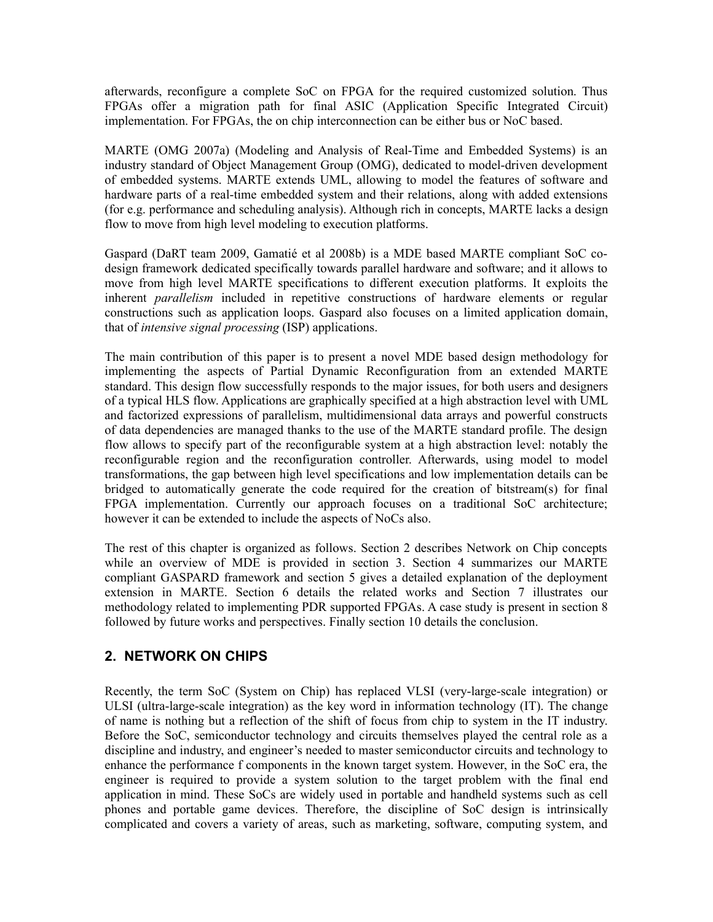afterwards, reconfigure a complete SoC on FPGA for the required customized solution. Thus FPGAs offer a migration path for final ASIC (Application Specific Integrated Circuit) implementation. For FPGAs, the on chip interconnection can be either bus or NoC based.

MARTE (OMG 2007a) (Modeling and Analysis of Real-Time and Embedded Systems) is an industry standard of Object Management Group (OMG), dedicated to model-driven development of embedded systems. MARTE extends UML, allowing to model the features of software and hardware parts of a real-time embedded system and their relations, along with added extensions (for e.g. performance and scheduling analysis). Although rich in concepts, MARTE lacks a design flow to move from high level modeling to execution platforms.

Gaspard (DaRT team 2009, Gamatié et al 2008b) is a MDE based MARTE compliant SoC co-design framework dedicated specifically towards parallel hardware and software; and it allows to move from high level MARTE specifications to different execution platforms. It exploits the inherent *parallelism* included in repetitive constructions of hardware elements or regular constructions such as application loops. Gaspard also focuses on a limited application domain, that of *intensive signal processing* (ISP) applications.

The main contribution of this paper is to present a novel MDE based design methodology for implementing the aspects of Partial Dynamic Reconfiguration from an extended MARTE standard. This design flow successfully responds to the major issues, for both users and designers of a typical HLS flow. Applications are graphically specified at a high abstraction level with UML and factorized expressions of parallelism, multidimensional data arrays and powerful constructs of data dependencies are managed thanks to the use of the MARTE standard profile. The design flow allows to specify part of the reconfigurable system at a high abstraction level: notably the reconfigurable region and the reconfiguration controller. Afterwards, using model to model transformations, the gap between high level specifications and low implementation details can be bridged to automatically generate the code required for the creation of bitstream(s) for final FPGA implementation. Currently our approach focuses on a traditional SoC architecture; however it can be extended to include the aspects of NoCs also.

The rest of this chapter is organized as follows. Section 2 describes Network on Chip concepts while an overview of MDE is provided in section 3. Section 4 summarizes our MARTE compliant GASPARD framework and section 5 gives a detailed explanation of the deployment extension in MARTE. Section 6 details the related works and Section 7 illustrates our methodology related to implementing PDR supported FPGAs. A case study is present in section 8 followed by future works and perspectives. Finally section 10 details the conclusion.

## 2. NETWORK ON CHIPS

Recently, the term SoC (System on Chip) has replaced VLSI (very-large-scale integration) or ULSI (ultra-large-scale integration) as the key word in information technology (IT). The change of name is nothing but a reflection of the shift of focus from chip to system in the IT industry. Before the SoC, semiconductor technology and circuits themselves played the central role as a discipline and industry, and engineer's needed to master semiconductor circuits and technology to enhance the performance f components in the known target system. However, in the SoC era, the engineer is required to provide a system solution to the target problem with the final end application in mind. These SoCs are widely used in portable and handheld systems such as cell phones and portable game devices. Therefore, the discipline of SoC design is intrinsically complicated and covers a variety of areas, such as marketing, software, computing system, and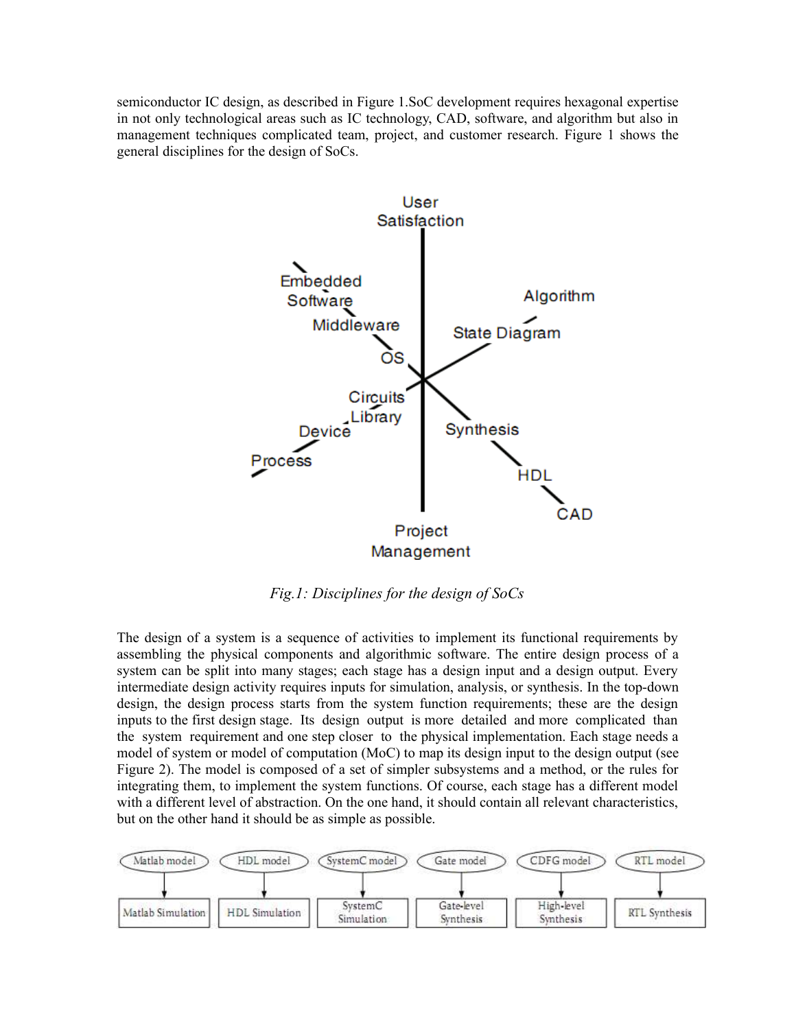semiconductor IC design, as described in Figure 1.SoC development requires hexagonal expertise in not only technological areas such as IC technology, CAD, software, and algorithm but also in management techniques complicated team, project, and customer research. Figure 1 shows the general disciplines for the design of SoCs.

*Fig.1: Disciplines for the design of SoCs*

The design of a system is a sequence of activities to implement its functional requirements by assembling the physical components and algorithmic software. The entire design process of a system can be split into many stages; each stage has a design input and a design output. Every intermediate design activity requires inputs for simulation, analysis, or synthesis. In the top-down design, the design process starts from the system function requirements; these are the design inputs to the first design stage. Its design output is more detailed and more complicated than the system requirement and one step closer to the physical implementation. Each stage needs a model of system or model of computation (MoC) to map its design input to the design output (see Figure 2). The model is composed of a set of simpler subsystems and a method, or the rules for integrating them, to implement the system functions. Of course, each stage has a different model with a different level of abstraction. On the one hand, it should contain all relevant characteristics, but on the other hand it should be as simple as possible.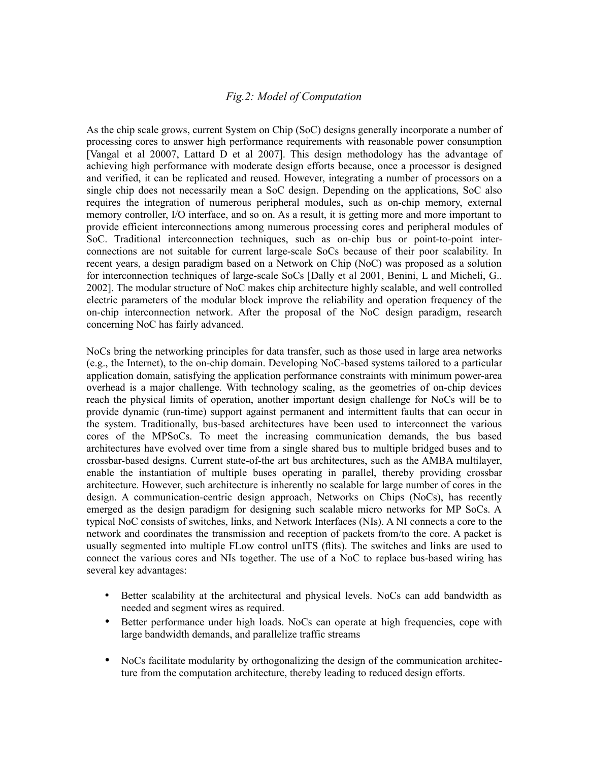*Fig.2: Model of Computation*

As the chip scale grows, current System on Chip (SoC) designs generally incorporate a number of processing cores to answer high performance requirements with reasonable power consumption [Vangal et al 20007, Lattard D et al 2007]. This design methodology has the advantage of achieving high performance with moderate design efforts because, once a processor is designed and verified, it can be replicated and reused. However, integrating a number of processors on a single chip does not necessarily mean a SoC design. Depending on the applications, SoC also requires the integration of numerous peripheral modules, such as on-chip memory, external memory controller, I/O interface, and so on. As a result, it is getting more and more important to provide efficient interconnections among numerous processing cores and peripheral modules of SoC. Traditional interconnection techniques, such as on-chip bus or point-to-point interconnections are not suitable for current large-scale SoCs because of their poor scalability. In recent years, a design paradigm based on a Network on Chip (NoC) was proposed as a solution for interconnection techniques of large-scale SoCs [Dally et al 2001, Benini, L and Micheli, G.. 2002]. The modular structure of NoC makes chip architecture highly scalable, and well controlled electric parameters of the modular block improve the reliability and operation frequency of the on-chip interconnection network. After the proposal of the NoC design paradigm, research concerning NoC has fairly advanced.

NoCs bring the networking principles for data transfer, such as those used in large area networks (e.g., the Internet), to the on-chip domain. Developing NoC-based systems tailored to a particular application domain, satisfying the application performance constraints with minimum power-area overhead is a major challenge. With technology scaling, as the geometries of on-chip devices reach the physical limits of operation, another important design challenge for NoCs will be to provide dynamic (run-time) support against permanent and intermittent faults that can occur in the system. Traditionally, bus-based architectures have been used to interconnect the various cores of the MPSoCs. To meet the increasing communication demands, the bus based architectures have evolved over time from a single shared bus to multiple bridged buses and to crossbar-based designs. Current state-of-the art bus architectures, such as the AMBA multilayer, enable the instantiation of multiple buses operating in parallel, thereby providing crossbar architecture. However, such architecture is inherently no scalable for large number of cores in the design. A communication-centric design approach, Networks on Chips (NoCs), has recently emerged as the design paradigm for designing such scalable micro networks for MP SoCs. A typical NoC consists of switches, links, and Network Interfaces (NIs). A NI connects a core to the network and coordinates the transmission and reception of packets from/to the core. A packet is usually segmented into multiple FLow control unITS (flits). The switches and links are used to connect the various cores and NIs together. The use of a NoC to replace bus-based wiring has several key advantages:

- Better scalability at the architectural and physical levels. NoCs can add bandwidth as needed and segment wires as required.
- Better performance under high loads. NoCs can operate at high frequencies, cope with large bandwidth demands, and parallelize traffic streams
- NoCs facilitate modularity by orthogonalizing the design of the communication architecture from the computation architecture, thereby leading to reduced design efforts.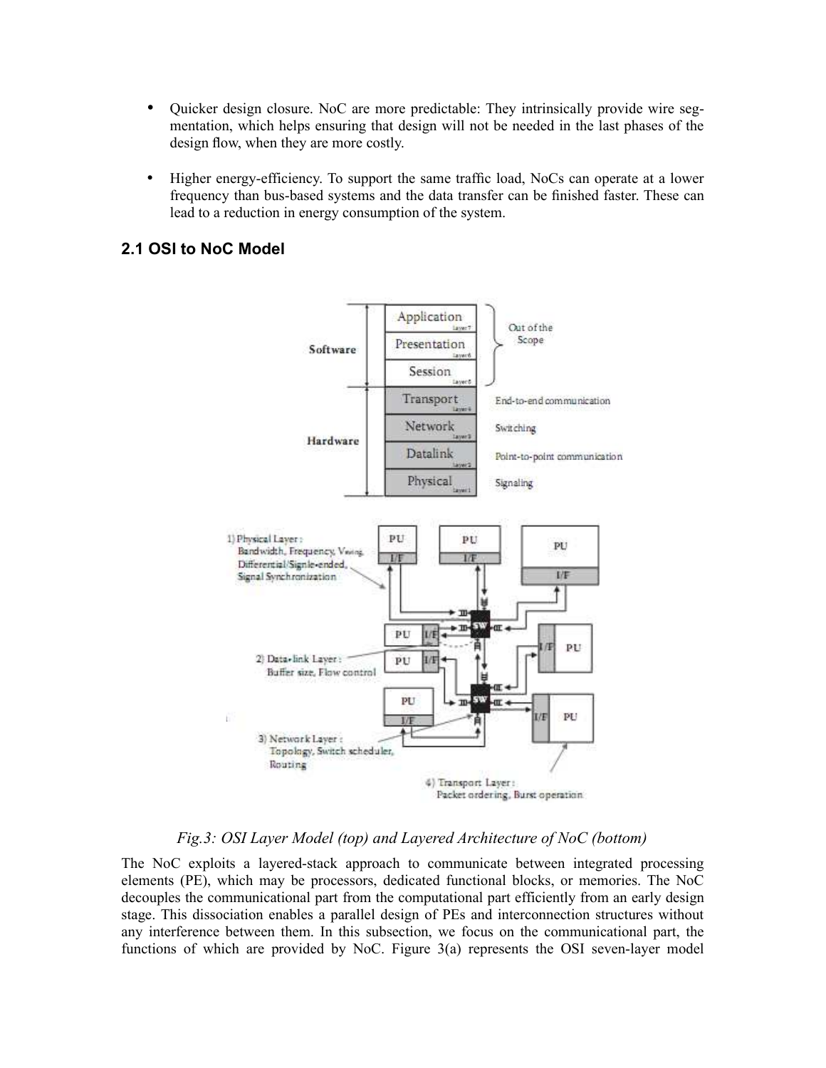- Quicker design closure. NoC are more predictable: They intrinsically provide wire segmentation, which helps ensuring that design will not be needed in the last phases of the design flow, when they are more costly.

- Higher energy-efficiency. To support the same traffic load, NoCs can operate at a lower frequency than bus-based systems and the data transfer can be finished faster. These can lead to a reduction in energy consumption of the system.

## 2.1 OSI to NoC Model

*Fig.3: OSI Layer Model (top) and Layered Architecture of NoC (bottom)*

The NoC exploits a layered-stack approach to communicate between integrated processing elements (PE), which may be processors, dedicated functional blocks, or memories. The NoC decouples the communicational part from the computational part efficiently from an early design stage. This dissociation enables a parallel design of PEs and interconnection structures without any interference between them. In this subsection, we focus on the communicational part, the functions of which are provided by NoC. Figure 3(a) represents the OSI seven-layer model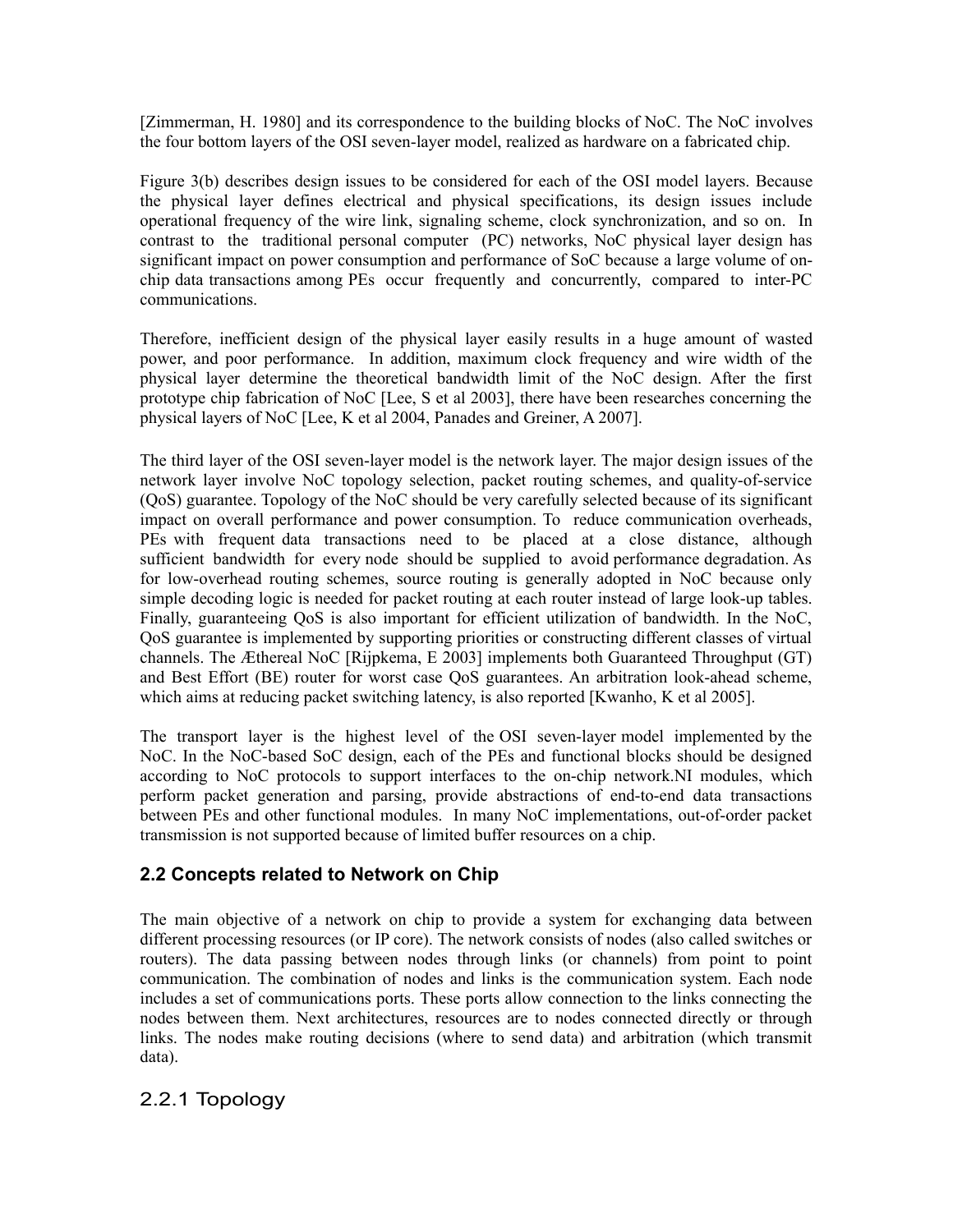[Zimmerman, H. 1980] and its correspondence to the building blocks of NoC. The NoC involves the four bottom layers of the OSI seven-layer model, realized as hardware on a fabricated chip.

Figure 3(b) describes design issues to be considered for each of the OSI model layers. Because the physical layer defines electrical and physical specifications, its design issues include operational frequency of the wire link, signaling scheme, clock synchronization, and so on. In contrast to the traditional personal computer (PC) networks, NoC physical layer design has significant impact on power consumption and performance of SoC because a large volume of on-chip data transactions among PEs occur frequently and concurrently, compared to inter-PC communications.

Therefore, inefficient design of the physical layer easily results in a huge amount of wasted power, and poor performance. In addition, maximum clock frequency and wire width of the physical layer determine the theoretical bandwidth limit of the NoC design. After the first prototype chip fabrication of NoC [Lee, S et al 2003], there have been researches concerning the physical layers of NoC [Lee, K et al 2004, Panades and Greiner, A 2007].

The third layer of the OSI seven-layer model is the network layer. The major design issues of the network layer involve NoC topology selection, packet routing schemes, and quality-of-service (QoS) guarantee. Topology of the NoC should be very carefully selected because of its significant impact on overall performance and power consumption. To reduce communication overheads, PEs with frequent data transactions need to be placed at a close distance, although sufficient bandwidth for every node should be supplied to avoid performance degradation. As for low-overhead routing schemes, source routing is generally adopted in NoC because only simple decoding logic is needed for packet routing at each router instead of large look-up tables. Finally, guaranteeing QoS is also important for efficient utilization of bandwidth. In the NoC, QoS guarantee is implemented by supporting priorities or constructing different classes of virtual channels. The Æthereal NoC [Rijpkema, E 2003] implements both Guaranteed Throughput (GT) and Best Effort (BE) router for worst case QoS guarantees. An arbitration look-ahead scheme, which aims at reducing packet switching latency, is also reported [Kwanho, K et al 2005].

The transport layer is the highest level of the OSI seven-layer model implemented by the NoC. In the NoC-based SoC design, each of the PEs and functional blocks should be designed according to NoC protocols to support interfaces to the on-chip network.NI modules, which perform packet generation and parsing, provide abstractions of end-to-end data transactions between PEs and other functional modules. In many NoC implementations, out-of-order packet transmission is not supported because of limited buffer resources on a chip.

### 2.2 Concepts related to Network on Chip

The main objective of a network on chip to provide a system for exchanging data between different processing resources (or IP core). The network consists of nodes (also called switches or routers). The data passing between nodes through links (or channels) from point to point communication. The combination of nodes and links is the communication system. Each node includes a set of communications ports. These ports allow connection to the links connecting the nodes between them. Next architectures, resources are to nodes connected directly or through links. The nodes make routing decisions (where to send data) and arbitration (which transmit data).

#### 2.2.1 Topology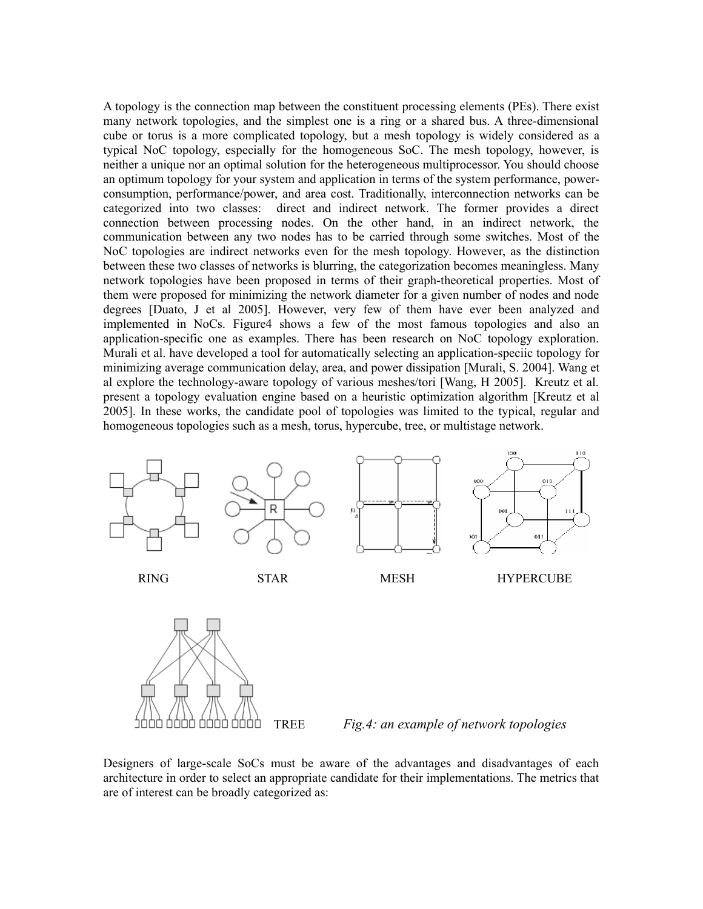A topology is the connection map between the constituent processing elements (PEs). There exist many network topologies, and the simplest one is a ring or a shared bus. A three-dimensional cube or torus is a more complicated topology, but a mesh topology is widely considered as a typical NoC topology, especially for the homogeneous SoC. The mesh topology, however, is neither a unique nor an optimal solution for the heterogeneous multiprocessor. You should choose an optimum topology for your system and application in terms of the system performance, power-consumption, performance/power, and area cost. Traditionally, interconnection networks can be categorized into two classes: direct and indirect network. The former provides a direct connection between processing nodes. On the other hand, in an indirect network, the communication between any two nodes has to be carried through some switches. Most of the NoC topologies are indirect networks even for the mesh topology. However, as the distinction between these two classes of networks is blurring, the categorization becomes meaningless. Many network topologies have been proposed in terms of their graph-theoretical properties. Most of them were proposed for minimizing the network diameter for a given number of nodes and node degrees [Duato, J et al 2005]. However, very few of them have ever been analyzed and implemented in NoCs. Figure4 shows a few of the most famous topologies and also an application-specific one as examples. There has been research on NoC topology exploration. Murali et al. have developed a tool for automatically selecting an application-speciic topology for minimizing average communication delay, area, and power dissipation [Murali, S. 2004]. Wang et al explore the technology-aware topology of various meshes/tori [Wang, H 2005]. Kreutz et al. present a topology evaluation engine based on a heuristic optimization algorithm [Kreutz et al 2005]. In these works, the candidate pool of topologies was limited to the typical, regular and homogeneous topologies such as a mesh, torus, hypercube, tree, or multistage network.

RING STAR MESH HYPERCUBE

TREE

*Fig.4: an example of network topologies*

Designers of large-scale SoCs must be aware of the advantages and disadvantages of each architecture in order to select an appropriate candidate for their implementations. The metrics that are of interest can be broadly categorized as: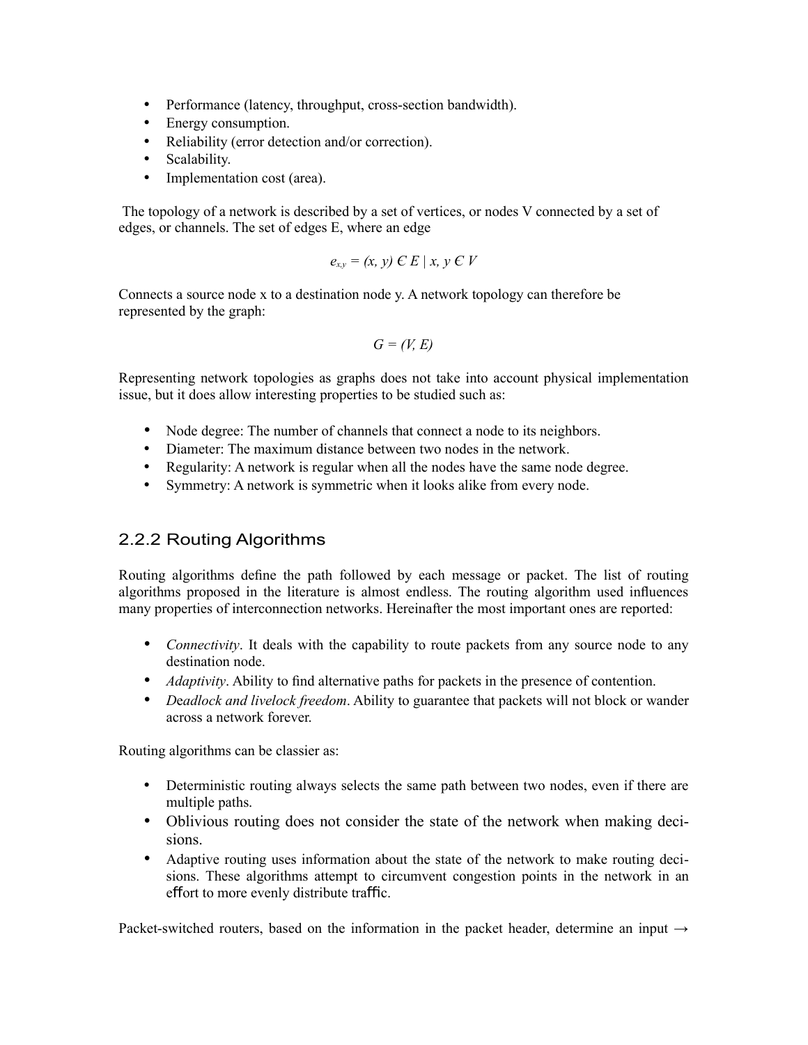- Performance (latency, throughput, cross-section bandwidth).
- Energy consumption.
- Reliability (error detection and/or correction).
- Scalability.
- Implementation cost (area).

The topology of a network is described by a set of vertices, or nodes V connected by a set of edges, or channels. The set of edges E, where an edge

$$e_{x,y} = (x, y) \in E \mid x, y \in V$$

Connects a source node x to a destination node y. A network topology can therefore be represented by the graph:

$$G = (V, E)$$

Representing network topologies as graphs does not take into account physical implementation issue, but it does allow interesting properties to be studied such as:

- Node degree: The number of channels that connect a node to its neighbors.
- Diameter: The maximum distance between two nodes in the network.
- Regularity: A network is regular when all the nodes have the same node degree.
- Symmetry: A network is symmetric when it looks alike from every node.

### 2.2.2 Routing Algorithms

Routing algorithms define the path followed by each message or packet. The list of routing algorithms proposed in the literature is almost endless. The routing algorithm used influences many properties of interconnection networks. Hereinafter the most important ones are reported:

- *Connectivity*. It deals with the capability to route packets from any source node to any destination node.
- *Adaptivity*. Ability to find alternative paths for packets in the presence of contention.
- *Deadlock and livelock freedom*. Ability to guarantee that packets will not block or wander across a network forever.

Routing algorithms can be classier as:

- Deterministic routing always selects the same path between two nodes, even if there are multiple paths.
- Oblivious routing does not consider the state of the network when making decisions.
- Adaptive routing uses information about the state of the network to make routing decisions. These algorithms attempt to circumvent congestion points in the network in an effort to more evenly distribute traffic.

Packet-switched routers, based on the information in the packet header, determine an input →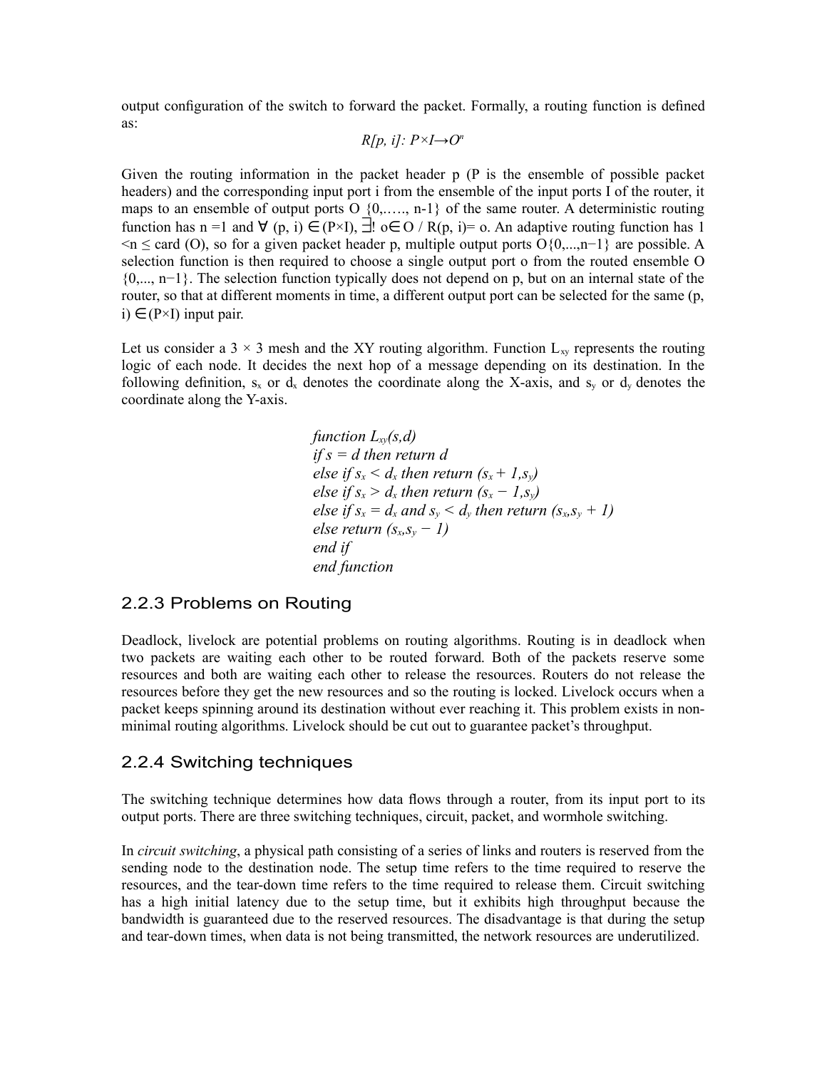output configuration of the switch to forward the packet. Formally, a routing function is defined as:

$$R[p, i]: P\times I\rightarrow O^n$$

Given the routing information in the packet header p (P is the ensemble of possible packet headers) and the corresponding input port i from the ensemble of the input ports I of the router, it maps to an ensemble of output ports O {0,….., n-1} of the same router. A deterministic routing function has n =1 and $\forall$ (p, i) $\in$(P×I), $\exists!$ o$\in$O / R(p, i)= o. An adaptive routing function has 1 <n ≤ card (O), so for a given packet header p, multiple output ports O{0,...,n−1} are possible. A selection function is then required to choose a single output port o from the routed ensemble O {0,..., n−1}. The selection function typically does not depend on p, but on an internal state of the router, so that at different moments in time, a different output port can be selected for the same (p, i) $\in$(P×I) input pair.

Let us consider a 3 × 3 mesh and the XY routing algorithm. Function $L_{xy}$ represents the routing logic of each node. It decides the next hop of a message depending on its destination. In the following definition, $s_x$ or $d_x$ denotes the coordinate along the X-axis, and $s_y$ or $d_y$ denotes the coordinate along the Y-axis.

*function* $L_{xy}(s,d)$
*if* $s = d$ *then return* $d$
*else if* $s_x < d_x$ *then return* $(s_x + 1, s_y)$
*else if* $s_x > d_x$ *then return* $(s_x - 1, s_y)$
*else if* $s_x = d_x$ *and* $s_y < d_y$ *then return* $(s_x, s_y + 1)$
*else return* $(s_x, s_y - 1)$
*end if*
*end function*

### 2.2.3 Problems on Routing

Deadlock, livelock are potential problems on routing algorithms. Routing is in deadlock when two packets are waiting each other to be routed forward. Both of the packets reserve some resources and both are waiting each other to release the resources. Routers do not release the resources before they get the new resources and so the routing is locked. Livelock occurs when a packet keeps spinning around its destination without ever reaching it. This problem exists in non-minimal routing algorithms. Livelock should be cut out to guarantee packet's throughput.

### 2.2.4 Switching techniques

The switching technique determines how data flows through a router, from its input port to its output ports. There are three switching techniques, circuit, packet, and wormhole switching.

In *circuit switching*, a physical path consisting of a series of links and routers is reserved from the sending node to the destination node. The setup time refers to the time required to reserve the resources, and the tear-down time refers to the time required to release them. Circuit switching has a high initial latency due to the setup time, but it exhibits high throughput because the bandwidth is guaranteed due to the reserved resources. The disadvantage is that during the setup and tear-down times, when data is not being transmitted, the network resources are underutilized.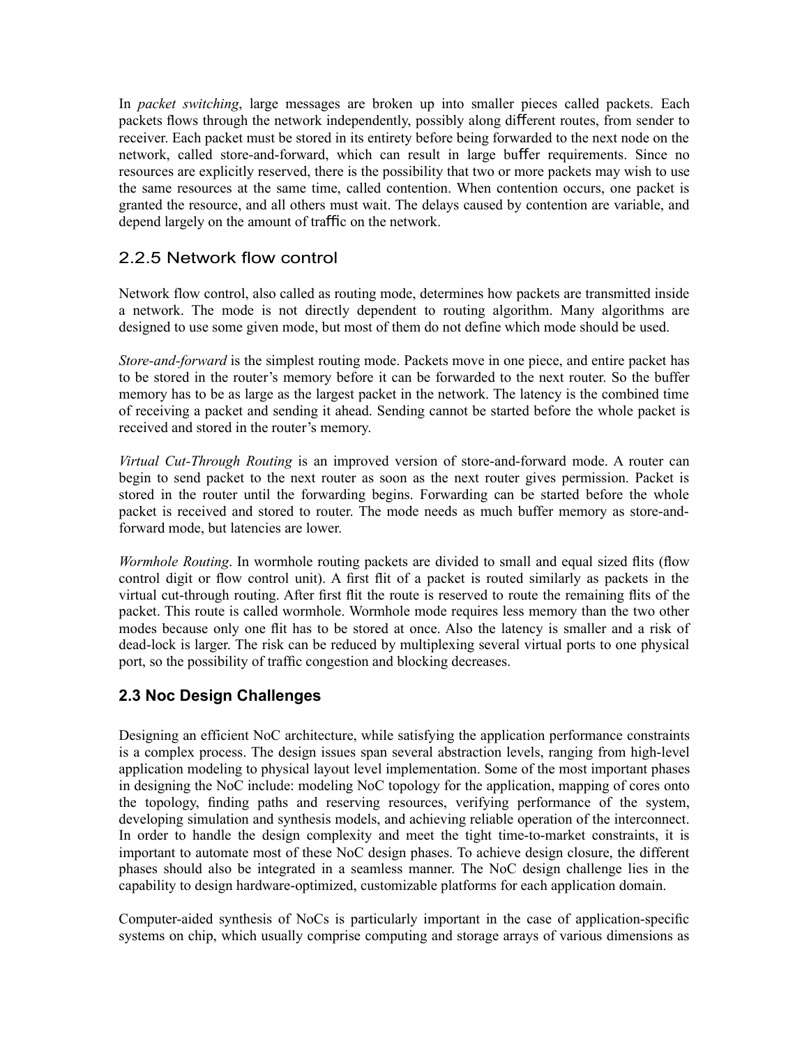In *packet switching*, large messages are broken up into smaller pieces called packets. Each packets flows through the network independently, possibly along different routes, from sender to receiver. Each packet must be stored in its entirety before being forwarded to the next node on the network, called store-and-forward, which can result in large buffer requirements. Since no resources are explicitly reserved, there is the possibility that two or more packets may wish to use the same resources at the same time, called contention. When contention occurs, one packet is granted the resource, and all others must wait. The delays caused by contention are variable, and depend largely on the amount of traffic on the network.

### 2.2.5 Network flow control

Network flow control, also called as routing mode, determines how packets are transmitted inside a network. The mode is not directly dependent to routing algorithm. Many algorithms are designed to use some given mode, but most of them do not define which mode should be used.

*Store-and-forward* is the simplest routing mode. Packets move in one piece, and entire packet has to be stored in the router's memory before it can be forwarded to the next router. So the buffer memory has to be as large as the largest packet in the network. The latency is the combined time of receiving a packet and sending it ahead. Sending cannot be started before the whole packet is received and stored in the router's memory.

*Virtual Cut-Through Routing* is an improved version of store-and-forward mode. A router can begin to send packet to the next router as soon as the next router gives permission. Packet is stored in the router until the forwarding begins. Forwarding can be started before the whole packet is received and stored to router. The mode needs as much buffer memory as store-and-forward mode, but latencies are lower.

*Wormhole Routing*. In wormhole routing packets are divided to small and equal sized flits (flow control digit or flow control unit). A first flit of a packet is routed similarly as packets in the virtual cut-through routing. After first flit the route is reserved to route the remaining flits of the packet. This route is called wormhole. Wormhole mode requires less memory than the two other modes because only one flit has to be stored at once. Also the latency is smaller and a risk of dead-lock is larger. The risk can be reduced by multiplexing several virtual ports to one physical port, so the possibility of traffic congestion and blocking decreases.

## 2.3 Noc Design Challenges

Designing an efficient NoC architecture, while satisfying the application performance constraints is a complex process. The design issues span several abstraction levels, ranging from high-level application modeling to physical layout level implementation. Some of the most important phases in designing the NoC include: modeling NoC topology for the application, mapping of cores onto the topology, finding paths and reserving resources, verifying performance of the system, developing simulation and synthesis models, and achieving reliable operation of the interconnect. In order to handle the design complexity and meet the tight time-to-market constraints, it is important to automate most of these NoC design phases. To achieve design closure, the different phases should also be integrated in a seamless manner. The NoC design challenge lies in the capability to design hardware-optimized, customizable platforms for each application domain.

Computer-aided synthesis of NoCs is particularly important in the case of application-specific systems on chip, which usually comprise computing and storage arrays of various dimensions as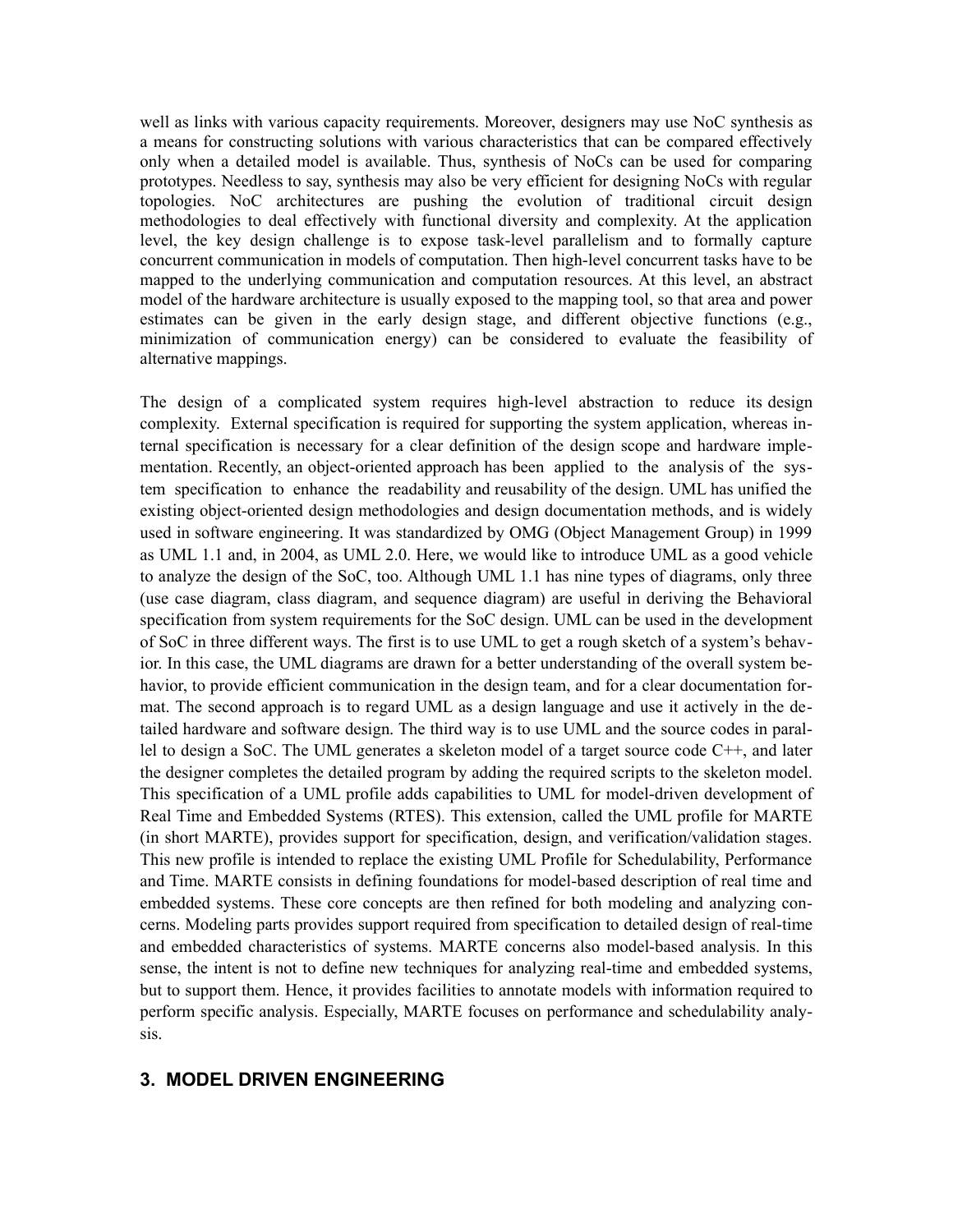well as links with various capacity requirements. Moreover, designers may use NoC synthesis as a means for constructing solutions with various characteristics that can be compared effectively only when a detailed model is available. Thus, synthesis of NoCs can be used for comparing prototypes. Needless to say, synthesis may also be very efficient for designing NoCs with regular topologies. NoC architectures are pushing the evolution of traditional circuit design methodologies to deal effectively with functional diversity and complexity. At the application level, the key design challenge is to expose task-level parallelism and to formally capture concurrent communication in models of computation. Then high-level concurrent tasks have to be mapped to the underlying communication and computation resources. At this level, an abstract model of the hardware architecture is usually exposed to the mapping tool, so that area and power estimates can be given in the early design stage, and different objective functions (e.g., minimization of communication energy) can be considered to evaluate the feasibility of alternative mappings.

The design of a complicated system requires high-level abstraction to reduce its design complexity. External specification is required for supporting the system application, whereas internal specification is necessary for a clear definition of the design scope and hardware implementation. Recently, an object-oriented approach has been applied to the analysis of the system specification to enhance the readability and reusability of the design. UML has unified the existing object-oriented design methodologies and design documentation methods, and is widely used in software engineering. It was standardized by OMG (Object Management Group) in 1999 as UML 1.1 and, in 2004, as UML 2.0. Here, we would like to introduce UML as a good vehicle to analyze the design of the SoC, too. Although UML 1.1 has nine types of diagrams, only three (use case diagram, class diagram, and sequence diagram) are useful in deriving the Behavioral specification from system requirements for the SoC design. UML can be used in the development of SoC in three different ways. The first is to use UML to get a rough sketch of a system's behavior. In this case, the UML diagrams are drawn for a better understanding of the overall system behavior, to provide efficient communication in the design team, and for a clear documentation format. The second approach is to regard UML as a design language and use it actively in the detailed hardware and software design. The third way is to use UML and the source codes in parallel to design a SoC. The UML generates a skeleton model of a target source code C++, and later the designer completes the detailed program by adding the required scripts to the skeleton model. This specification of a UML profile adds capabilities to UML for model-driven development of Real Time and Embedded Systems (RTES). This extension, called the UML profile for MARTE (in short MARTE), provides support for specification, design, and verification/validation stages. This new profile is intended to replace the existing UML Profile for Schedulability, Performance and Time. MARTE consists in defining foundations for model-based description of real time and embedded systems. These core concepts are then refined for both modeling and analyzing concerns. Modeling parts provides support required from specification to detailed design of real-time and embedded characteristics of systems. MARTE concerns also model-based analysis. In this sense, the intent is not to define new techniques for analyzing real-time and embedded systems, but to support them. Hence, it provides facilities to annotate models with information required to perform specific analysis. Especially, MARTE focuses on performance and schedulability analysis.

## 3. MODEL DRIVEN ENGINEERING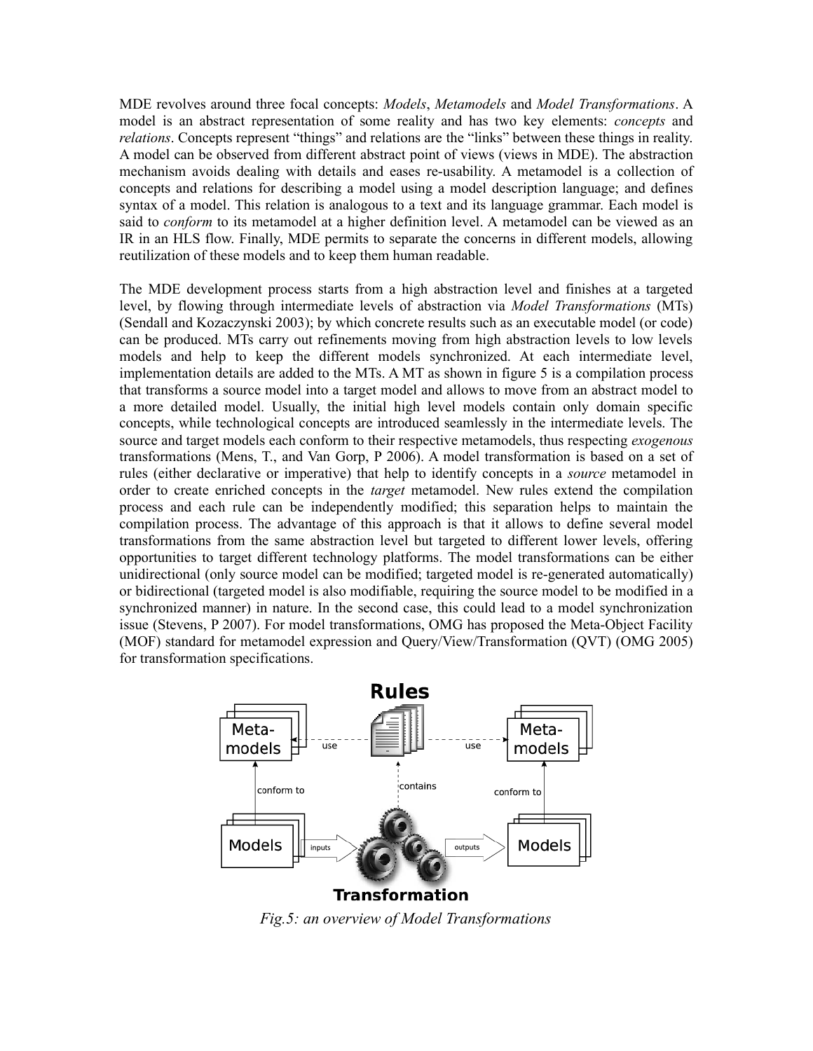MDE revolves around three focal concepts: *Models*, *Metamodels* and *Model Transformations*. A model is an abstract representation of some reality and has two key elements: *concepts* and *relations*. Concepts represent "things" and relations are the "links" between these things in reality. A model can be observed from different abstract point of views (views in MDE). The abstraction mechanism avoids dealing with details and eases re-usability. A metamodel is a collection of concepts and relations for describing a model using a model description language; and defines syntax of a model. This relation is analogous to a text and its language grammar. Each model is said to *conform* to its metamodel at a higher definition level. A metamodel can be viewed as an IR in an HLS flow. Finally, MDE permits to separate the concerns in different models, allowing reutilization of these models and to keep them human readable.

The MDE development process starts from a high abstraction level and finishes at a targeted level, by flowing through intermediate levels of abstraction via *Model Transformations* (MTs) (Sendall and Kozaczynski 2003); by which concrete results such as an executable model (or code) can be produced. MTs carry out refinements moving from high abstraction levels to low levels models and help to keep the different models synchronized. At each intermediate level, implementation details are added to the MTs. A MT as shown in figure 5 is a compilation process that transforms a source model into a target model and allows to move from an abstract model to a more detailed model. Usually, the initial high level models contain only domain specific concepts, while technological concepts are introduced seamlessly in the intermediate levels. The source and target models each conform to their respective metamodels, thus respecting *exogenous* transformations (Mens, T., and Van Gorp, P 2006). A model transformation is based on a set of rules (either declarative or imperative) that help to identify concepts in a *source* metamodel in order to create enriched concepts in the *target* metamodel. New rules extend the compilation process and each rule can be independently modified; this separation helps to maintain the compilation process. The advantage of this approach is that it allows to define several model transformations from the same abstraction level but targeted to different lower levels, offering opportunities to target different technology platforms. The model transformations can be either unidirectional (only source model can be modified; targeted model is re-generated automatically) or bidirectional (targeted model is also modifiable, requiring the source model to be modified in a synchronized manner) in nature. In the second case, this could lead to a model synchronization issue (Stevens, P 2007). For model transformations, OMG has proposed the Meta-Object Facility (MOF) standard for metamodel expression and Query/View/Transformation (QVT) (OMG 2005) for transformation specifications.

*Fig.5: an overview of Model Transformations*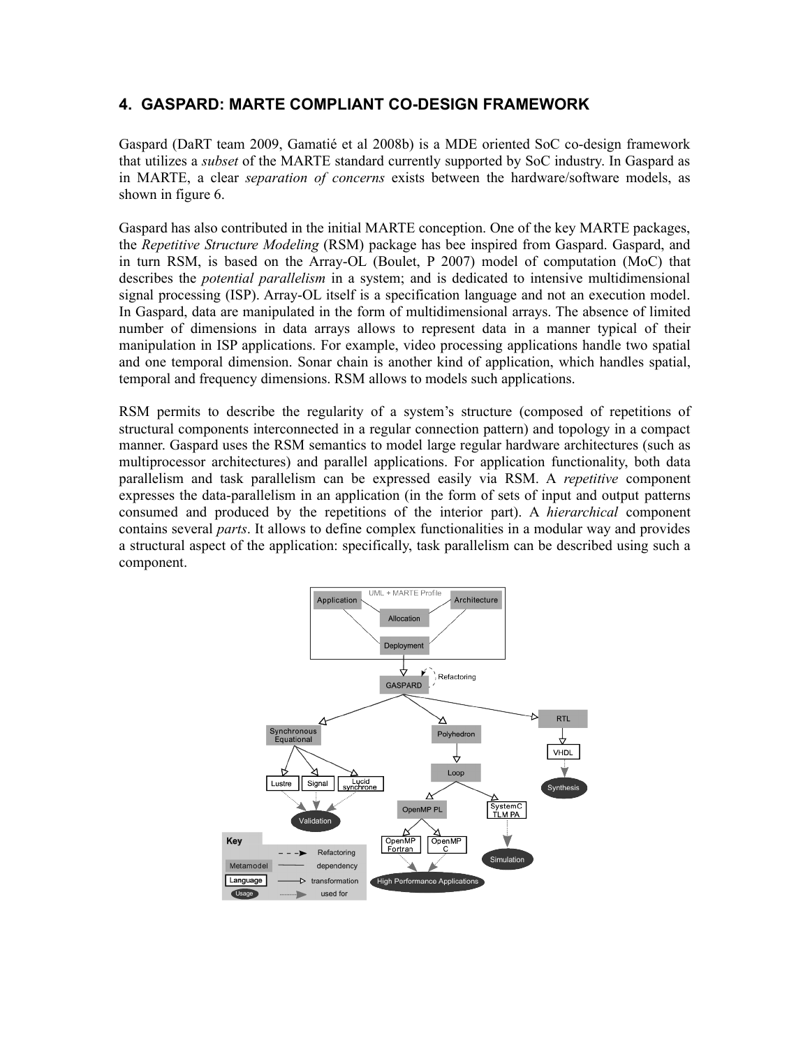## 4. GASPARD: MARTE COMPLIANT CO-DESIGN FRAMEWORK

Gaspard (DaRT team 2009, Gamatié et al 2008b) is a MDE oriented SoC co-design framework that utilizes a *subset* of the MARTE standard currently supported by SoC industry. In Gaspard as in MARTE, a clear *separation of concerns* exists between the hardware/software models, as shown in figure 6.

Gaspard has also contributed in the initial MARTE conception. One of the key MARTE packages, the *Repetitive Structure Modeling* (RSM) package has bee inspired from Gaspard. Gaspard, and in turn RSM, is based on the Array-OL (Boulet, P 2007) model of computation (MoC) that describes the *potential parallelism* in a system; and is dedicated to intensive multidimensional signal processing (ISP). Array-OL itself is a specification language and not an execution model. In Gaspard, data are manipulated in the form of multidimensional arrays. The absence of limited number of dimensions in data arrays allows to represent data in a manner typical of their manipulation in ISP applications. For example, video processing applications handle two spatial and one temporal dimension. Sonar chain is another kind of application, which handles spatial, temporal and frequency dimensions. RSM allows to models such applications.

RSM permits to describe the regularity of a system's structure (composed of repetitions of structural components interconnected in a regular connection pattern) and topology in a compact manner. Gaspard uses the RSM semantics to model large regular hardware architectures (such as multiprocessor architectures) and parallel applications. For application functionality, both data parallelism and task parallelism can be expressed easily via RSM. A *repetitive* component expresses the data-parallelism in an application (in the form of sets of input and output patterns consumed and produced by the repetitions of the interior part). A *hierarchical* component contains several *parts*. It allows to define complex functionalities in a modular way and provides a structural aspect of the application: specifically, task parallelism can be described using such a component.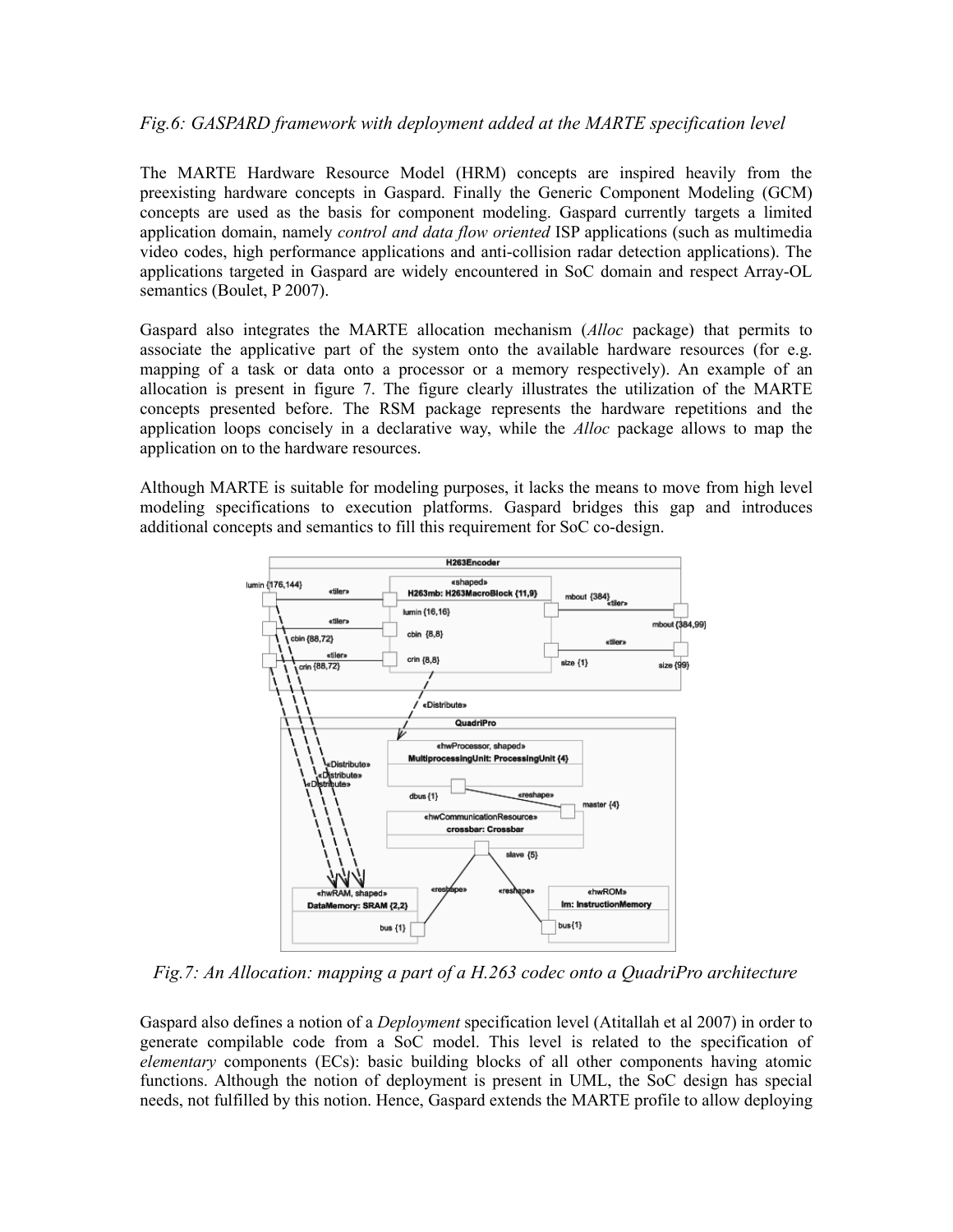*Fig.6: GASPARD framework with deployment added at the MARTE specification level*

The MARTE Hardware Resource Model (HRM) concepts are inspired heavily from the preexisting hardware concepts in Gaspard. Finally the Generic Component Modeling (GCM) concepts are used as the basis for component modeling. Gaspard currently targets a limited application domain, namely *control and data flow oriented* ISP applications (such as multimedia video codes, high performance applications and anti-collision radar detection applications). The applications targeted in Gaspard are widely encountered in SoC domain and respect Array-OL semantics (Boulet, P 2007).

Gaspard also integrates the MARTE allocation mechanism (*Alloc* package) that permits to associate the applicative part of the system onto the available hardware resources (for e.g. mapping of a task or data onto a processor or a memory respectively). An example of an allocation is present in figure 7. The figure clearly illustrates the utilization of the MARTE concepts presented before. The RSM package represents the hardware repetitions and the application loops concisely in a declarative way, while the *Alloc* package allows to map the application on to the hardware resources.

Although MARTE is suitable for modeling purposes, it lacks the means to move from high level modeling specifications to execution platforms. Gaspard bridges this gap and introduces additional concepts and semantics to fill this requirement for SoC co-design.

*Fig.7: An Allocation: mapping a part of a H.263 codec onto a QuadriPro architecture*

Gaspard also defines a notion of a *Deployment* specification level (Atitallah et al 2007) in order to generate compilable code from a SoC model. This level is related to the specification of *elementary* components (ECs): basic building blocks of all other components having atomic functions. Although the notion of deployment is present in UML, the SoC design has special needs, not fulfilled by this notion. Hence, Gaspard extends the MARTE profile to allow deploying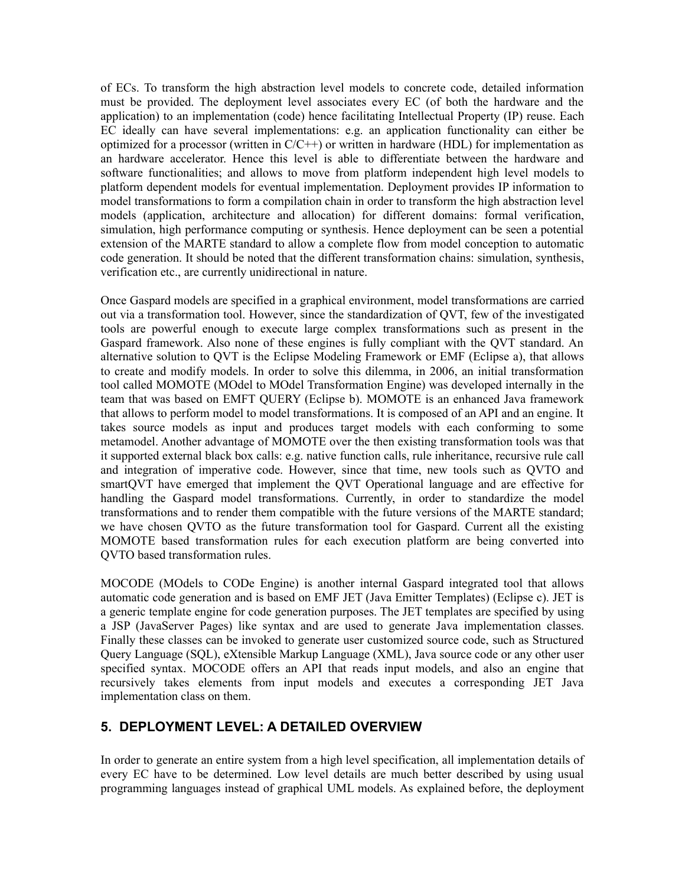of ECs. To transform the high abstraction level models to concrete code, detailed information must be provided. The deployment level associates every EC (of both the hardware and the application) to an implementation (code) hence facilitating Intellectual Property (IP) reuse. Each EC ideally can have several implementations: e.g. an application functionality can either be optimized for a processor (written in C/C++) or written in hardware (HDL) for implementation as an hardware accelerator. Hence this level is able to differentiate between the hardware and software functionalities; and allows to move from platform independent high level models to platform dependent models for eventual implementation. Deployment provides IP information to model transformations to form a compilation chain in order to transform the high abstraction level models (application, architecture and allocation) for different domains: formal verification, simulation, high performance computing or synthesis. Hence deployment can be seen a potential extension of the MARTE standard to allow a complete flow from model conception to automatic code generation. It should be noted that the different transformation chains: simulation, synthesis, verification etc., are currently unidirectional in nature.

Once Gaspard models are specified in a graphical environment, model transformations are carried out via a transformation tool. However, since the standardization of QVT, few of the investigated tools are powerful enough to execute large complex transformations such as present in the Gaspard framework. Also none of these engines is fully compliant with the QVT standard. An alternative solution to QVT is the Eclipse Modeling Framework or EMF (Eclipse a), that allows to create and modify models. In order to solve this dilemma, in 2006, an initial transformation tool called MOMOTE (MOdel to MOdel Transformation Engine) was developed internally in the team that was based on EMFT QUERY (Eclipse b). MOMOTE is an enhanced Java framework that allows to perform model to model transformations. It is composed of an API and an engine. It takes source models as input and produces target models with each conforming to some metamodel. Another advantage of MOMOTE over the then existing transformation tools was that it supported external black box calls: e.g. native function calls, rule inheritance, recursive rule call and integration of imperative code. However, since that time, new tools such as QVTO and smartQVT have emerged that implement the QVT Operational language and are effective for handling the Gaspard model transformations. Currently, in order to standardize the model transformations and to render them compatible with the future versions of the MARTE standard; we have chosen QVTO as the future transformation tool for Gaspard. Current all the existing MOMOTE based transformation rules for each execution platform are being converted into QVTO based transformation rules.

MOCODE (MOdels to CODe Engine) is another internal Gaspard integrated tool that allows automatic code generation and is based on EMF JET (Java Emitter Templates) (Eclipse c). JET is a generic template engine for code generation purposes. The JET templates are specified by using a JSP (JavaServer Pages) like syntax and are used to generate Java implementation classes. Finally these classes can be invoked to generate user customized source code, such as Structured Query Language (SQL), eXtensible Markup Language (XML), Java source code or any other user specified syntax. MOCODE offers an API that reads input models, and also an engine that recursively takes elements from input models and executes a corresponding JET Java implementation class on them.

## 5. DEPLOYMENT LEVEL: A DETAILED OVERVIEW

In order to generate an entire system from a high level specification, all implementation details of every EC have to be determined. Low level details are much better described by using usual programming languages instead of graphical UML models. As explained before, the deployment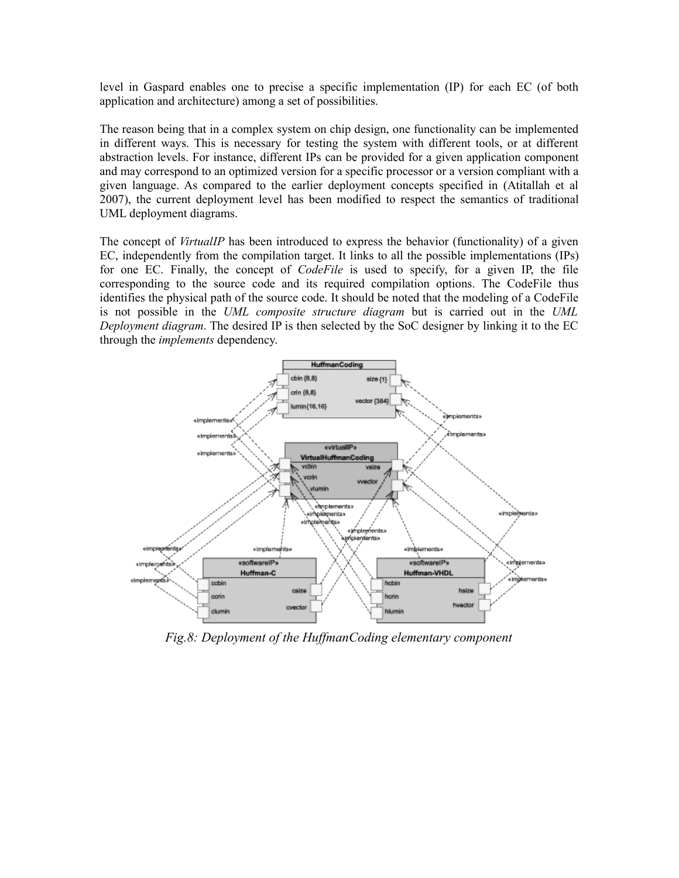level in Gaspard enables one to precise a specific implementation (IP) for each EC (of both application and architecture) among a set of possibilities.

The reason being that in a complex system on chip design, one functionality can be implemented in different ways. This is necessary for testing the system with different tools, or at different abstraction levels. For instance, different IPs can be provided for a given application component and may correspond to an optimized version for a specific processor or a version compliant with a given language. As compared to the earlier deployment concepts specified in (Atitallah et al 2007), the current deployment level has been modified to respect the semantics of traditional UML deployment diagrams.

The concept of *VirtualIP* has been introduced to express the behavior (functionality) of a given EC, independently from the compilation target. It links to all the possible implementations (IPs) for one EC. Finally, the concept of *CodeFile* is used to specify, for a given IP, the file corresponding to the source code and its required compilation options. The CodeFile thus identifies the physical path of the source code. It should be noted that the modeling of a CodeFile is not possible in the *UML composite structure diagram* but is carried out in the *UML Deployment diagram*. The desired IP is then selected by the SoC designer by linking it to the EC through the *implements* dependency.

*Fig.8: Deployment of the HuffmanCoding elementary component*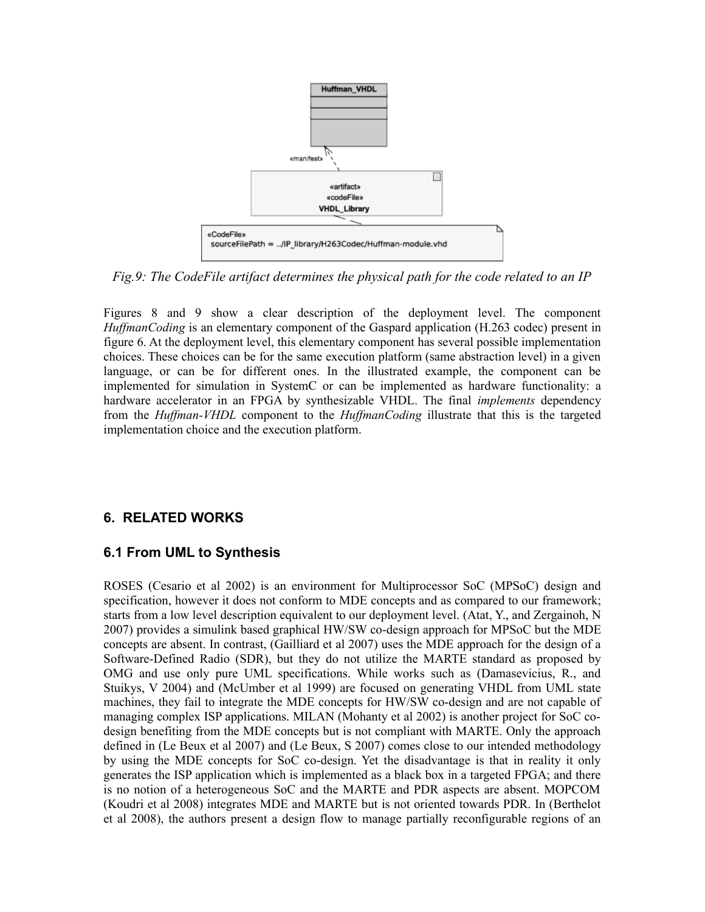*Fig.9: The CodeFile artifact determines the physical path for the code related to an IP*

Figures 8 and 9 show a clear description of the deployment level. The component *HuffmanCoding* is an elementary component of the Gaspard application (H.263 codec) present in figure 6. At the deployment level, this elementary component has several possible implementation choices. These choices can be for the same execution platform (same abstraction level) in a given language, or can be for different ones. In the illustrated example, the component can be implemented for simulation in SystemC or can be implemented as hardware functionality: a hardware accelerator in an FPGA by synthesizable VHDL. The final *implements* dependency from the *Huffman-VHDL* component to the *HuffmanCoding* illustrate that this is the targeted implementation choice and the execution platform.

## 6. RELATED WORKS

### 6.1 From UML to Synthesis

ROSES (Cesario et al 2002) is an environment for Multiprocessor SoC (MPSoC) design and specification, however it does not conform to MDE concepts and as compared to our framework; starts from a low level description equivalent to our deployment level. (Atat, Y., and Zergainoh, N 2007) provides a simulink based graphical HW/SW co-design approach for MPSoC but the MDE concepts are absent. In contrast, (Gailliard et al 2007) uses the MDE approach for the design of a Software-Defined Radio (SDR), but they do not utilize the MARTE standard as proposed by OMG and use only pure UML specifications. While works such as (Damasevicius, R., and Stuikys, V 2004) and (McUmber et al 1999) are focused on generating VHDL from UML state machines, they fail to integrate the MDE concepts for HW/SW co-design and are not capable of managing complex ISP applications. MILAN (Mohanty et al 2002) is another project for SoC co-design benefiting from the MDE concepts but is not compliant with MARTE. Only the approach defined in (Le Beux et al 2007) and (Le Beux, S 2007) comes close to our intended methodology by using the MDE concepts for SoC co-design. Yet the disadvantage is that in reality it only generates the ISP application which is implemented as a black box in a targeted FPGA; and there is no notion of a heterogeneous SoC and the MARTE and PDR aspects are absent. MOPCOM (Koudri et al 2008) integrates MDE and MARTE but is not oriented towards PDR. In (Berthelot et al 2008), the authors present a design flow to manage partially reconfigurable regions of an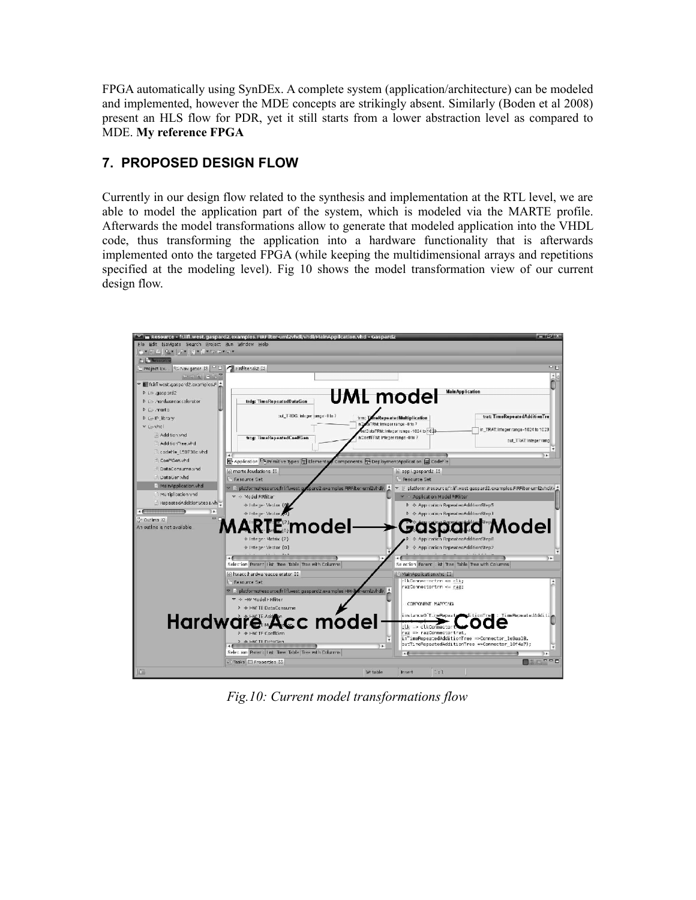FPGA automatically using SynDEx. A complete system (application/architecture) can be modeled and implemented, however the MDE concepts are strikingly absent. Similarly (Boden et al 2008) present an HLS flow for PDR, yet it still starts from a lower abstraction level as compared to MDE. **My reference FPGA**

## 7. PROPOSED DESIGN FLOW

Currently in our design flow related to the synthesis and implementation at the RTL level, we are able to model the application part of the system, which is modeled via the MARTE profile. Afterwards the model transformations allow to generate that modeled application into the VHDL code, thus transforming the application into a hardware functionality that is afterwards implemented onto the targeted FPGA (while keeping the multidimensional arrays and repetitions specified at the modeling level). Fig 10 shows the model transformation view of our current design flow.

*Fig.10: Current model transformations flow*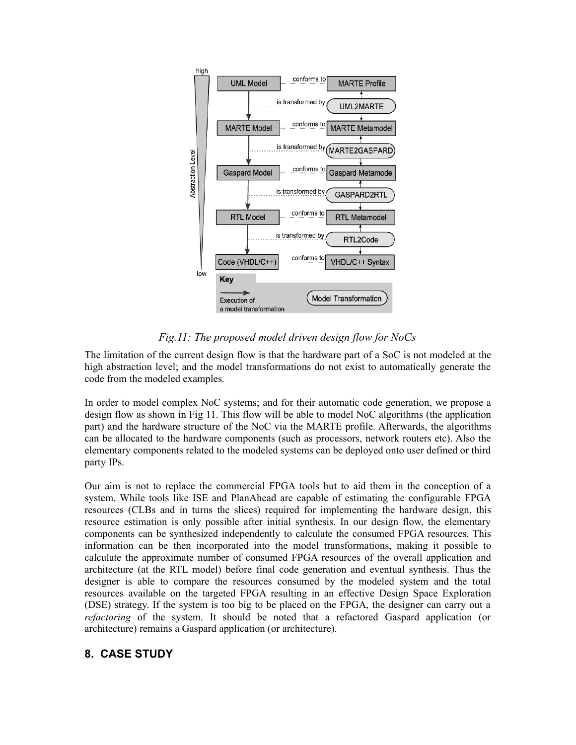*Fig.11: The proposed model driven design flow for NoCs*

The limitation of the current design flow is that the hardware part of a SoC is not modeled at the high abstraction level; and the model transformations do not exist to automatically generate the code from the modeled examples.

In order to model complex NoC systems; and for their automatic code generation, we propose a design flow as shown in Fig 11. This flow will be able to model NoC algorithms (the application part) and the hardware structure of the NoC via the MARTE profile. Afterwards, the algorithms can be allocated to the hardware components (such as processors, network routers etc). Also the elementary components related to the modeled systems can be deployed onto user defined or third party IPs.

Our aim is not to replace the commercial FPGA tools but to aid them in the conception of a system. While tools like ISE and PlanAhead are capable of estimating the configurable FPGA resources (CLBs and in turns the slices) required for implementing the hardware design, this resource estimation is only possible after initial synthesis. In our design flow, the elementary components can be synthesized independently to calculate the consumed FPGA resources. This information can be then incorporated into the model transformations, making it possible to calculate the approximate number of consumed FPGA resources of the overall application and architecture (at the RTL model) before final code generation and eventual synthesis. Thus the designer is able to compare the resources consumed by the modeled system and the total resources available on the targeted FPGA resulting in an effective Design Space Exploration (DSE) strategy. If the system is too big to be placed on the FPGA, the designer can carry out a *refactoring* of the system. It should be noted that a refactored Gaspard application (or architecture) remains a Gaspard application (or architecture).

## 8. CASE STUDY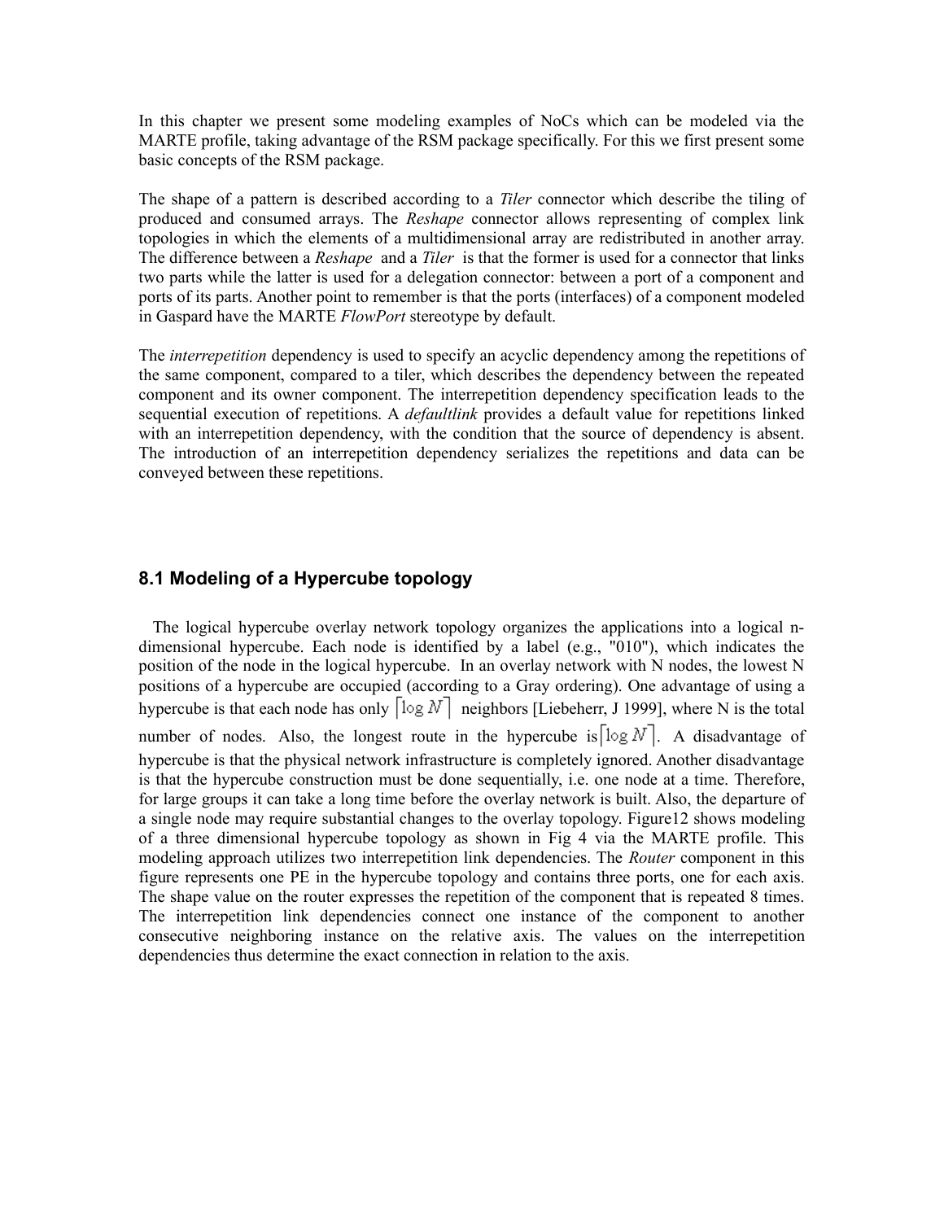In this chapter we present some modeling examples of NoCs which can be modeled via the MARTE profile, taking advantage of the RSM package specifically. For this we first present some basic concepts of the RSM package.

The shape of a pattern is described according to a *Tiler* connector which describe the tiling of produced and consumed arrays. The *Reshape* connector allows representing of complex link topologies in which the elements of a multidimensional array are redistributed in another array. The difference between a *Reshape* and a *Tiler* is that the former is used for a connector that links two parts while the latter is used for a delegation connector: between a port of a component and ports of its parts. Another point to remember is that the ports (interfaces) of a component modeled in Gaspard have the MARTE *FlowPort* stereotype by default.

The *interrepetition* dependency is used to specify an acyclic dependency among the repetitions of the same component, compared to a tiler, which describes the dependency between the repeated component and its owner component. The interrepetition dependency specification leads to the sequential execution of repetitions. A *defaultlink* provides a default value for repetitions linked with an interrepetition dependency, with the condition that the source of dependency is absent. The introduction of an interrepetition dependency serializes the repetitions and data can be conveyed between these repetitions.

### 8.1 Modeling of a Hypercube topology

The logical hypercube overlay network topology organizes the applications into a logical n-dimensional hypercube. Each node is identified by a label (e.g., "010"), which indicates the position of the node in the logical hypercube. In an overlay network with N nodes, the lowest N positions of a hypercube are occupied (according to a Gray ordering). One advantage of using a hypercube is that each node has only $\lceil \log N \rceil$ neighbors [Liebeherr, J 1999], where N is the total number of nodes. Also, the longest route in the hypercube is $\lceil \log N \rceil$. A disadvantage of hypercube is that the physical network infrastructure is completely ignored. Another disadvantage is that the hypercube construction must be done sequentially, i.e. one node at a time. Therefore, for large groups it can take a long time before the overlay network is built. Also, the departure of a single node may require substantial changes to the overlay topology. Figure12 shows modeling of a three dimensional hypercube topology as shown in Fig 4 via the MARTE profile. This modeling approach utilizes two interrepetition link dependencies. The *Router* component in this figure represents one PE in the hypercube topology and contains three ports, one for each axis. The shape value on the router expresses the repetition of the component that is repeated 8 times. The interrepetition link dependencies connect one instance of the component to another consecutive neighboring instance on the relative axis. The values on the interrepetition dependencies thus determine the exact connection in relation to the axis.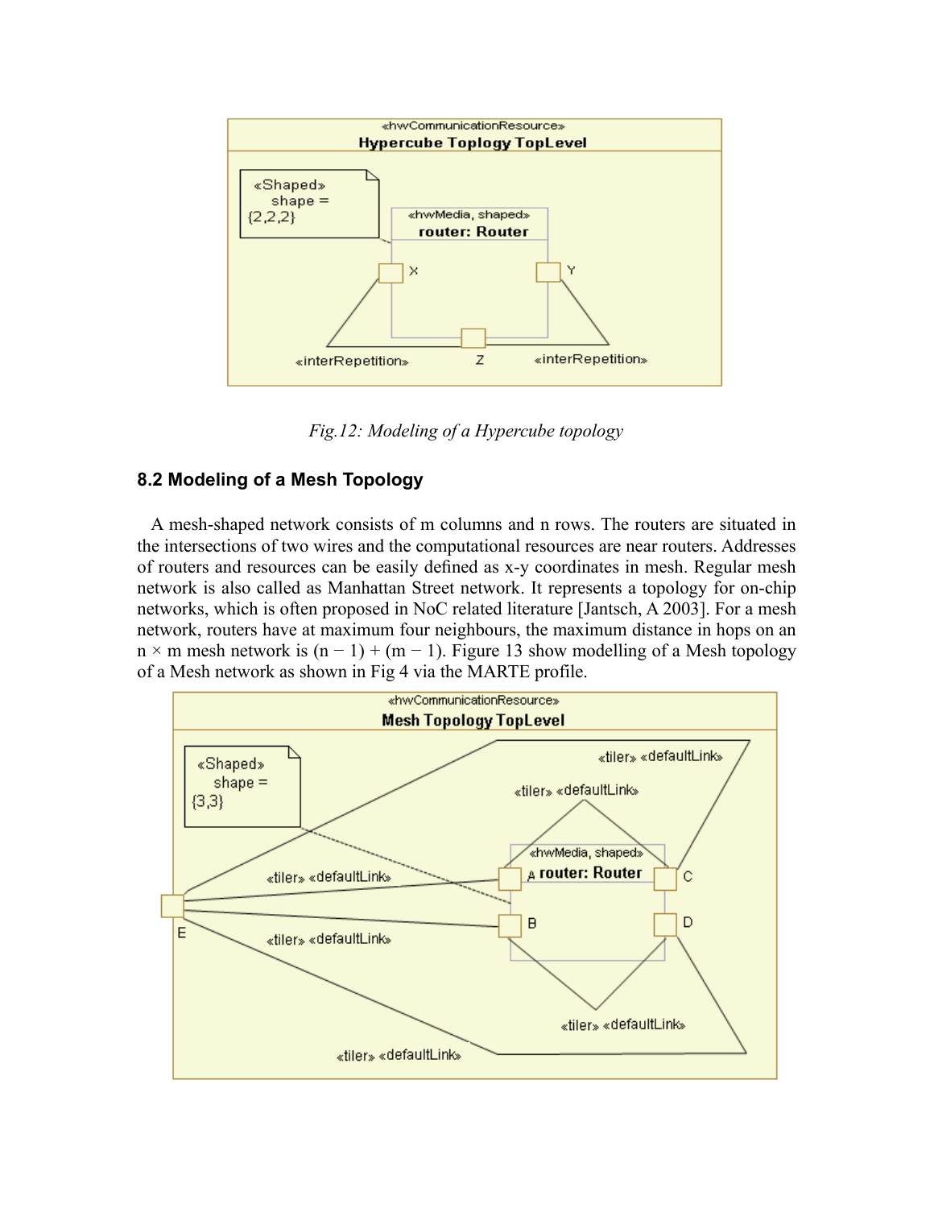*Fig.12: Modeling of a Hypercube topology*

### 8.2 Modeling of a Mesh Topology

A mesh-shaped network consists of m columns and n rows. The routers are situated in the intersections of two wires and the computational resources are near routers. Addresses of routers and resources can be easily defined as x-y coordinates in mesh. Regular mesh network is also called as Manhattan Street network. It represents a topology for on-chip networks, which is often proposed in NoC related literature [Jantsch, A 2003]. For a mesh network, routers have at maximum four neighbours, the maximum distance in hops on an $n \times m$ mesh network is $(n - 1) + (m - 1)$. Figure 13 show modelling of a Mesh topology of a Mesh network as shown in Fig 4 via the MARTE profile.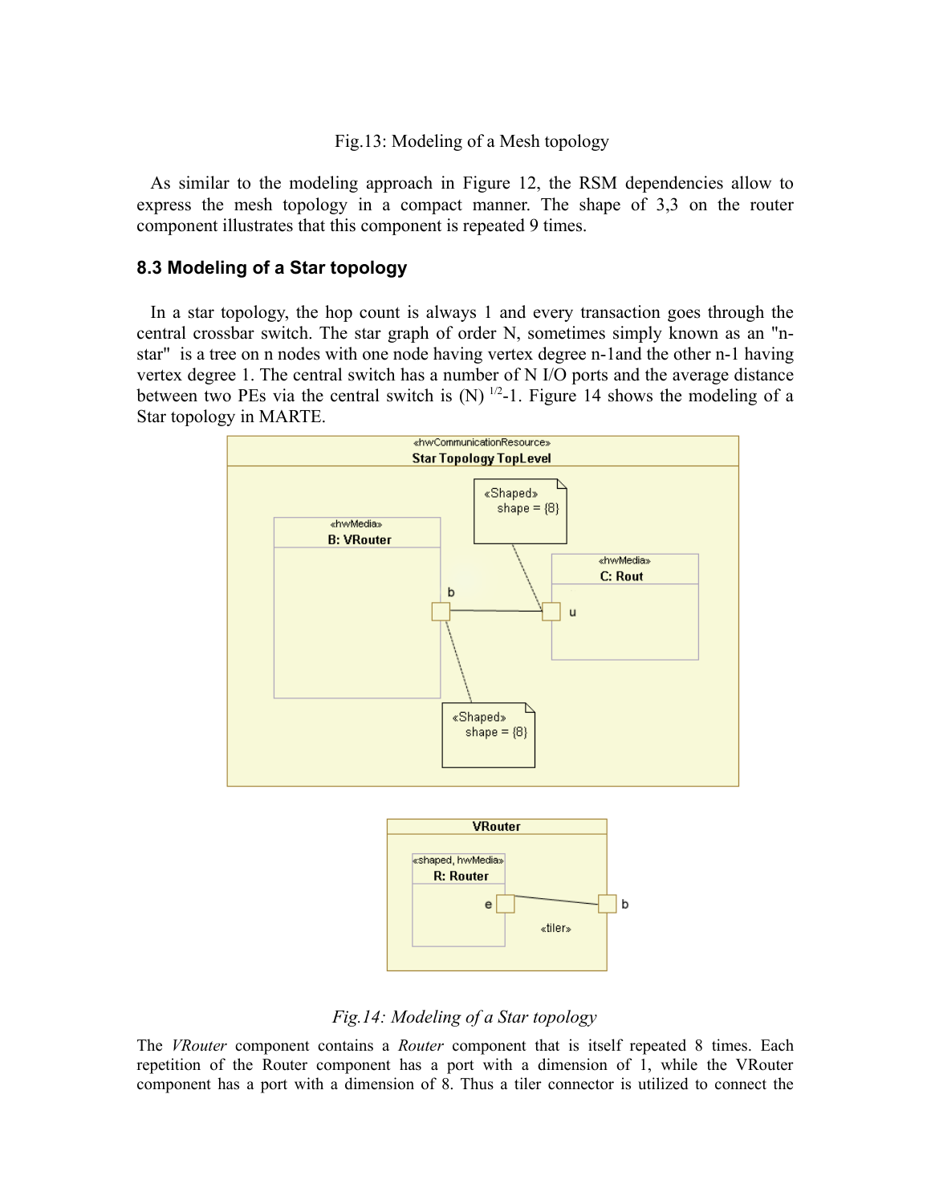Fig.13: Modeling of a Mesh topology

As similar to the modeling approach in Figure 12, the RSM dependencies allow to express the mesh topology in a compact manner. The shape of 3,3 on the router component illustrates that this component is repeated 9 times.

### 8.3 Modeling of a Star topology

In a star topology, the hop count is always 1 and every transaction goes through the central crossbar switch. The star graph of order N, sometimes simply known as an "n-star" is a tree on n nodes with one node having vertex degree n-1and the other n-1 having vertex degree 1. The central switch has a number of N I/O ports and the average distance between two PEs via the central switch is $(N)^{1/2}$-1. Figure 14 shows the modeling of a Star topology in MARTE.

*Fig.14: Modeling of a Star topology*

The *VRouter* component contains a *Router* component that is itself repeated 8 times. Each repetition of the Router component has a port with a dimension of 1, while the VRouter component has a port with a dimension of 8. Thus a tiler connector is utilized to connect the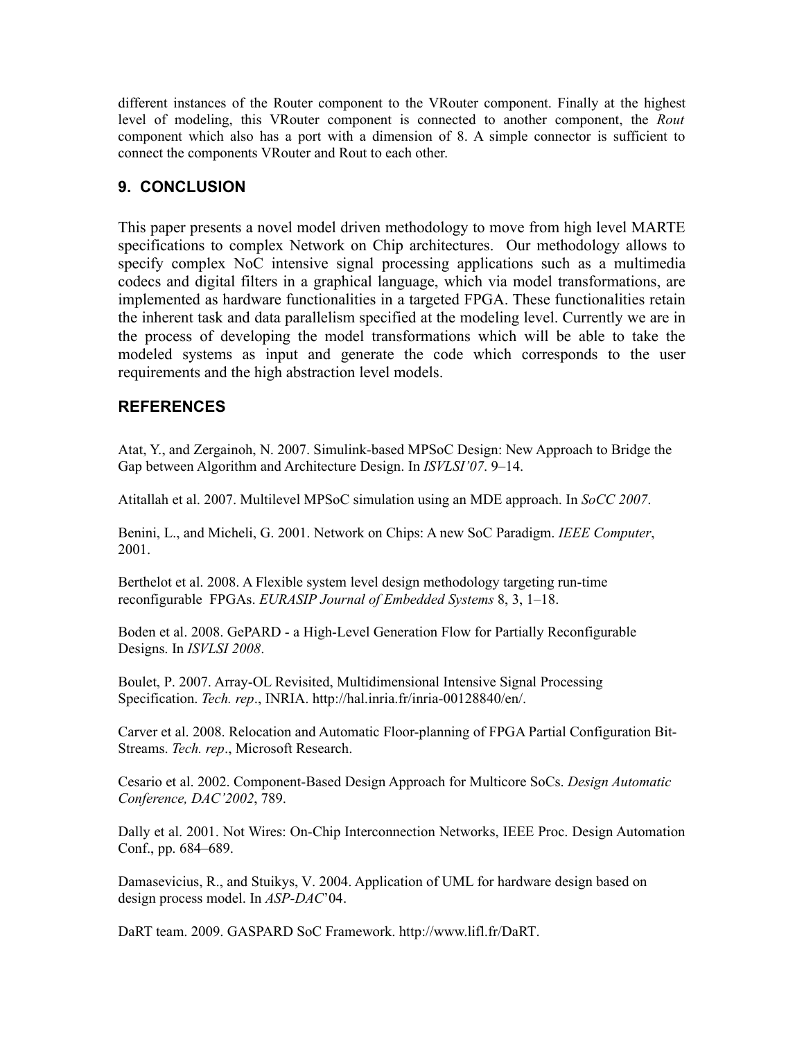different instances of the Router component to the VRouter component. Finally at the highest level of modeling, this VRouter component is connected to another component, the *Rout* component which also has a port with a dimension of 8. A simple connector is sufficient to connect the components VRouter and Rout to each other.

## 9. CONCLUSION

This paper presents a novel model driven methodology to move from high level MARTE specifications to complex Network on Chip architectures. Our methodology allows to specify complex NoC intensive signal processing applications such as a multimedia codecs and digital filters in a graphical language, which via model transformations, are implemented as hardware functionalities in a targeted FPGA. These functionalities retain the inherent task and data parallelism specified at the modeling level. Currently we are in the process of developing the model transformations which will be able to take the modeled systems as input and generate the code which corresponds to the user requirements and the high abstraction level models.

## REFERENCES

Atat, Y., and Zergainoh, N. 2007. Simulink-based MPSoC Design: New Approach to Bridge the Gap between Algorithm and Architecture Design. In *ISVLSI'07*. 9–14.

Atitallah et al. 2007. Multilevel MPSoC simulation using an MDE approach. In *SoCC 2007*.

Benini, L., and Micheli, G. 2001. Network on Chips: A new SoC Paradigm. *IEEE Computer*, 2001.

Berthelot et al. 2008. A Flexible system level design methodology targeting run-time reconfigurable FPGAs. *EURASIP Journal of Embedded Systems* 8, 3, 1–18.

Boden et al. 2008. GePARD - a High-Level Generation Flow for Partially Reconfigurable Designs. In *ISVLSI 2008*.

Boulet, P. 2007. Array-OL Revisited, Multidimensional Intensive Signal Processing Specification. *Tech. rep*., INRIA. http://hal.inria.fr/inria-00128840/en/.

Carver et al. 2008. Relocation and Automatic Floor-planning of FPGA Partial Configuration Bit-Streams. *Tech. rep*., Microsoft Research.

Cesario et al. 2002. Component-Based Design Approach for Multicore SoCs. *Design Automatic Conference, DAC'2002*, 789.

Dally et al. 2001. Not Wires: On-Chip Interconnection Networks, IEEE Proc. Design Automation Conf., pp. 684–689.

Damasevicius, R., and Stuikys, V. 2004. Application of UML for hardware design based on design process model. In *ASP-DAC*'04.

DaRT team. 2009. GASPARD SoC Framework. http://www.lifl.fr/DaRT.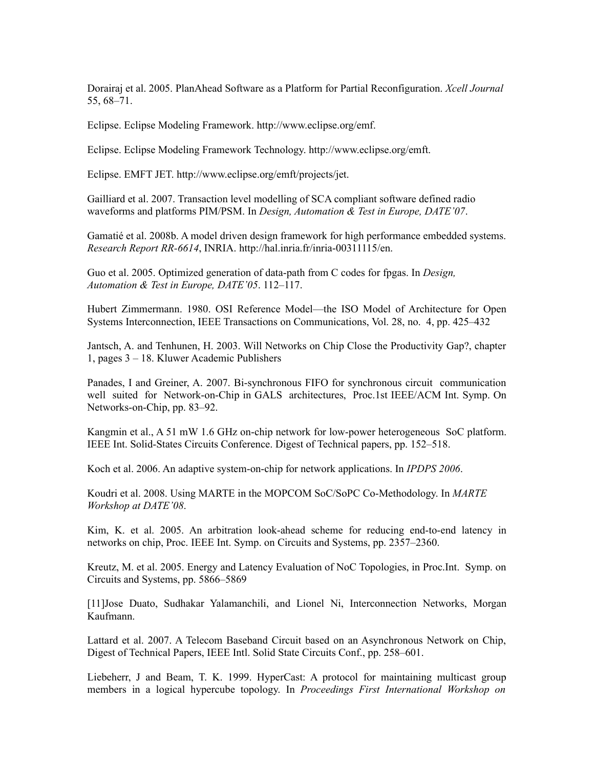Dorairaj et al. 2005. PlanAhead Software as a Platform for Partial Reconfiguration. *Xcell Journal* 55, 68–71.

Eclipse. Eclipse Modeling Framework. http://www.eclipse.org/emf.

Eclipse. Eclipse Modeling Framework Technology. http://www.eclipse.org/emft.

Eclipse. EMFT JET. http://www.eclipse.org/emft/projects/jet.

Gailliard et al. 2007. Transaction level modelling of SCA compliant software defined radio waveforms and platforms PIM/PSM. In *Design, Automation & Test in Europe, DATE'07*.

Gamatié et al. 2008b. A model driven design framework for high performance embedded systems. *Research Report RR-6614*, INRIA. http://hal.inria.fr/inria-00311115/en.

Guo et al. 2005. Optimized generation of data-path from C codes for fpgas. In *Design, Automation & Test in Europe, DATE'05*. 112–117.

Hubert Zimmermann. 1980. OSI Reference Model—the ISO Model of Architecture for Open Systems Interconnection, IEEE Transactions on Communications, Vol. 28, no. 4, pp. 425–432

Jantsch, A. and Tenhunen, H. 2003. Will Networks on Chip Close the Productivity Gap?, chapter 1, pages 3 – 18. Kluwer Academic Publishers

Panades, I and Greiner, A. 2007. Bi-synchronous FIFO for synchronous circuit communication well suited for Network-on-Chip in GALS architectures, Proc.1st IEEE/ACM Int. Symp. On Networks-on-Chip, pp. 83–92.

Kangmin et al., A 51 mW 1.6 GHz on-chip network for low-power heterogeneous SoC platform. IEEE Int. Solid-States Circuits Conference. Digest of Technical papers, pp. 152–518.

Koch et al. 2006. An adaptive system-on-chip for network applications. In *IPDPS 2006*.

Koudri et al. 2008. Using MARTE in the MOPCOM SoC/SoPC Co-Methodology. In *MARTE Workshop at DATE'08*.

Kim, K. et al. 2005. An arbitration look-ahead scheme for reducing end-to-end latency in networks on chip, Proc. IEEE Int. Symp. on Circuits and Systems, pp. 2357–2360.

Kreutz, M. et al. 2005. Energy and Latency Evaluation of NoC Topologies, in Proc.Int. Symp. on Circuits and Systems, pp. 5866–5869

[11]Jose Duato, Sudhakar Yalamanchili, and Lionel Ni, Interconnection Networks, Morgan Kaufmann.

Lattard et al. 2007. A Telecom Baseband Circuit based on an Asynchronous Network on Chip, Digest of Technical Papers, IEEE Intl. Solid State Circuits Conf., pp. 258–601.

Liebeherr, J and Beam, T. K. 1999. HyperCast: A protocol for maintaining multicast group members in a logical hypercube topology. In *Proceedings First International Workshop on*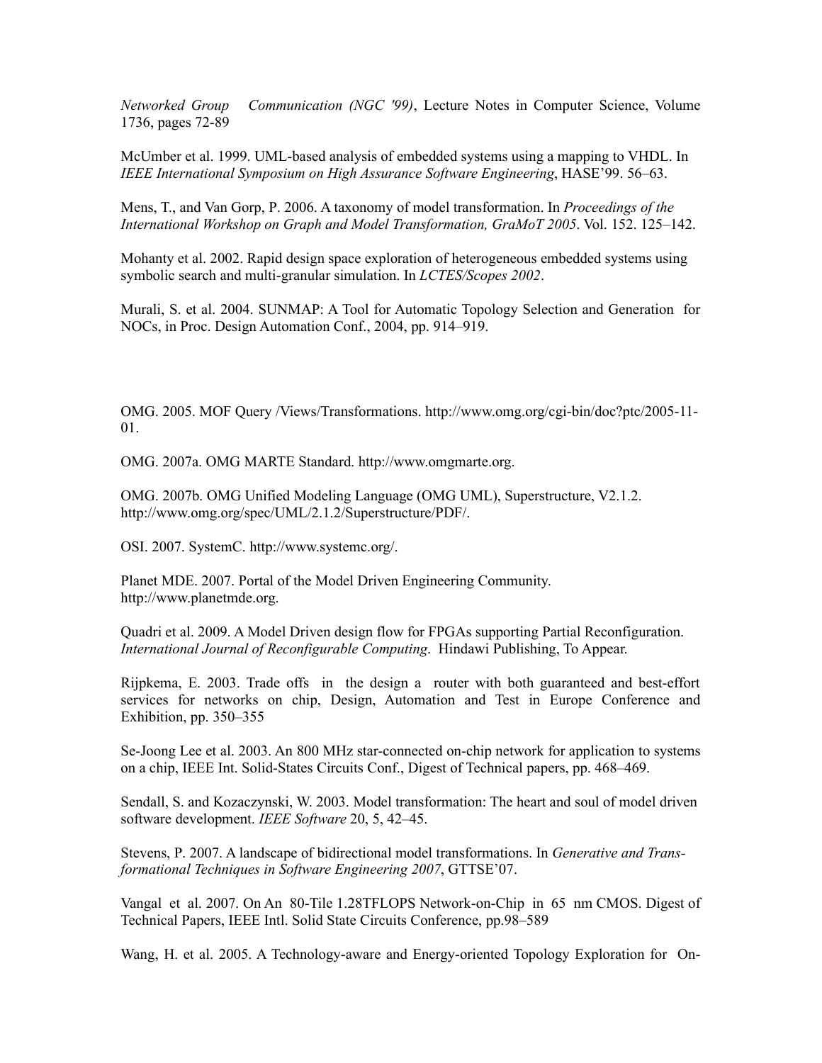*Networked Group Communication (NGC '99)*, Lecture Notes in Computer Science, Volume 1736, pages 72-89

McUmber et al. 1999. UML-based analysis of embedded systems using a mapping to VHDL. In *IEEE International Symposium on High Assurance Software Engineering*, HASE'99. 56–63.

Mens, T., and Van Gorp, P. 2006. A taxonomy of model transformation. In *Proceedings of the International Workshop on Graph and Model Transformation, GraMoT 2005*. Vol. 152. 125–142.

Mohanty et al. 2002. Rapid design space exploration of heterogeneous embedded systems using symbolic search and multi-granular simulation. In *LCTES/Scopes 2002*.

Murali, S. et al. 2004. SUNMAP: A Tool for Automatic Topology Selection and Generation for NOCs, in Proc. Design Automation Conf., 2004, pp. 914–919.

OMG. 2005. MOF Query /Views/Transformations. http://www.omg.org/cgi-bin/doc?ptc/2005-11-01.

OMG. 2007a. OMG MARTE Standard. http://www.omgmarte.org.

OMG. 2007b. OMG Unified Modeling Language (OMG UML), Superstructure, V2.1.2. http://www.omg.org/spec/UML/2.1.2/Superstructure/PDF/.

OSI. 2007. SystemC. http://www.systemc.org/.

Planet MDE. 2007. Portal of the Model Driven Engineering Community. http://www.planetmde.org.

Quadri et al. 2009. A Model Driven design flow for FPGAs supporting Partial Reconfiguration. *International Journal of Reconfigurable Computing*. Hindawi Publishing, To Appear.

Rijpkema, E. 2003. Trade offs in the design a router with both guaranteed and best-effort services for networks on chip, Design, Automation and Test in Europe Conference and Exhibition, pp. 350–355

Se-Joong Lee et al. 2003. An 800 MHz star-connected on-chip network for application to systems on a chip, IEEE Int. Solid-States Circuits Conf., Digest of Technical papers, pp. 468–469.

Sendall, S. and Kozaczynski, W. 2003. Model transformation: The heart and soul of model driven software development. *IEEE Software* 20, 5, 42–45.

Stevens, P. 2007. A landscape of bidirectional model transformations. In *Generative and Transformational Techniques in Software Engineering 2007*, GTTSE'07.

Vangal et al. 2007. On An 80-Tile 1.28TFLOPS Network-on-Chip in 65 nm CMOS. Digest of Technical Papers, IEEE Intl. Solid State Circuits Conference, pp.98–589

Wang, H. et al. 2005. A Technology-aware and Energy-oriented Topology Exploration for On-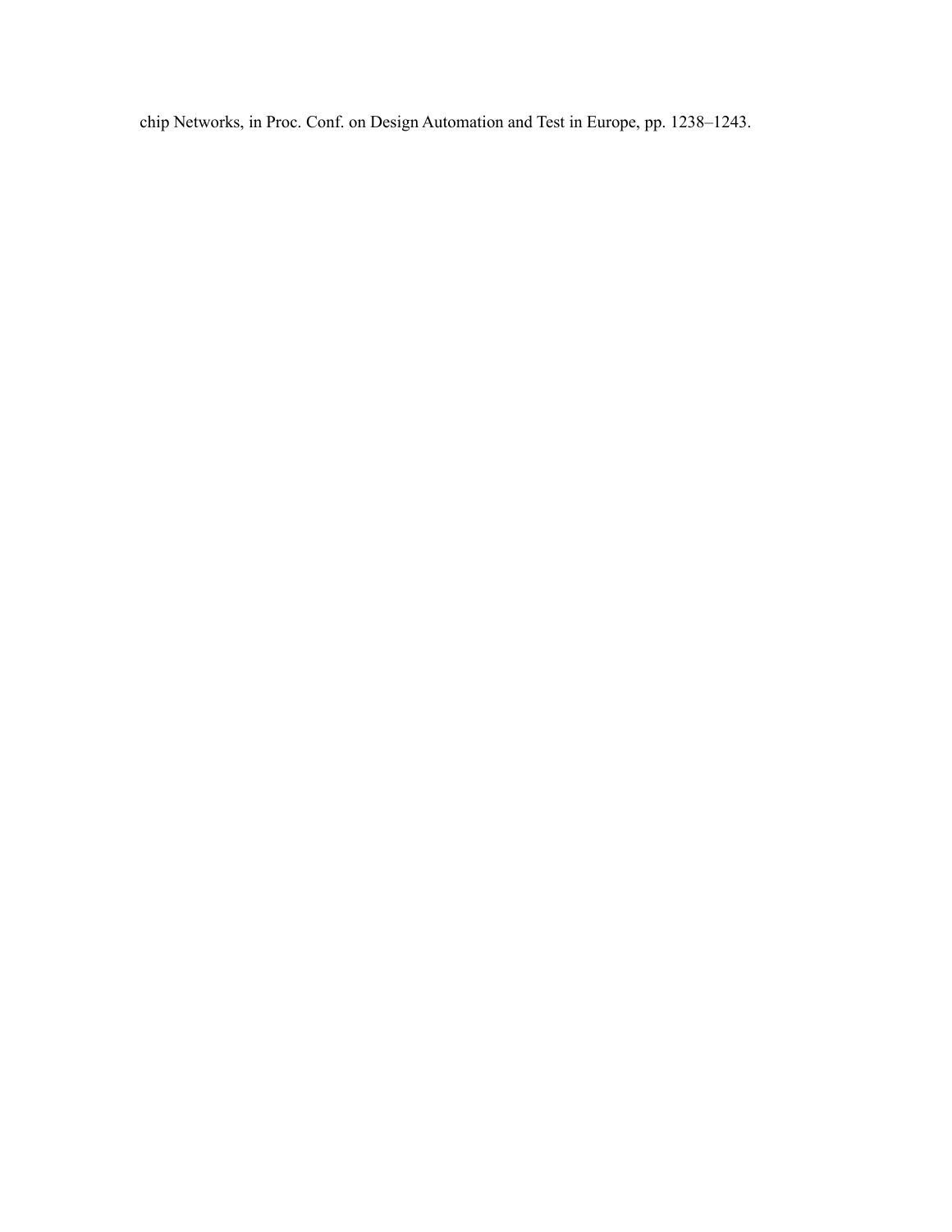chip Networks, in Proc. Conf. on Design Automation and Test in Europe, pp. 1238–1243.